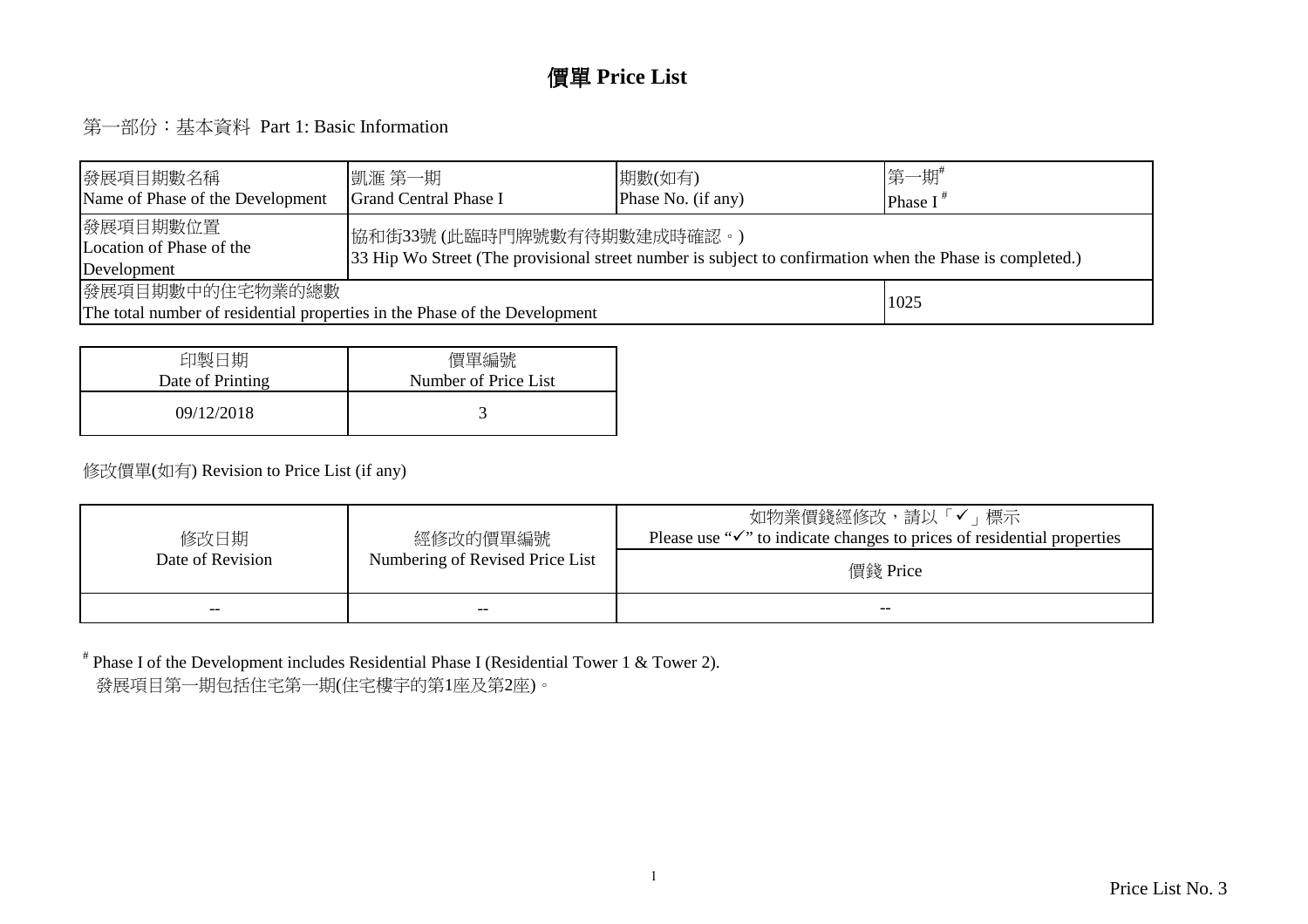# 價單 Price List

## 第一部份：基本資料 Part 1: Basic Information

| 發展項目期數名稱<br>Name of Phase of the Development | 凱滙 第一期<br>Grand Central Phase I | 期數(如有)<br>Phase No. (if any) | 第一期#<br>Phase I # |
|---|---|---|---|
| 發展項目期數位置<br>Location of Phase of the Development | 協和街33號 (此臨時門牌號數有待期數建成時確認。)<br>33 Hip Wo Street (The provisional street number is subject to confirmation when the Phase is completed.) | | |
| 發展項目期數中的住宅物業的總數<br>The total number of residential properties in the Phase of the Development | | | 1025 |

| 印製日期<br>Date of Printing | 價單編號<br>Number of Price List |
|---|---|
| 09/12/2018 | 3 |

修改價單(如有) Revision to Price List (if any)

| 修改日期<br>Date of Revision | 經修改的價單編號<br>Numbering of Revised Price List | 如物業價錢經修改，請以「✓」標示<br>Please use "✓" to indicate changes to prices of residential properties |
|---|---|---|
| | | 價錢 Price |
| -- | -- | -- |

# Phase I of the Development includes Residential Phase I (Residential Tower 1 & Tower 2).
發展項目第一期包括住宅第一期(住宅樓宇的第1座及第2座)。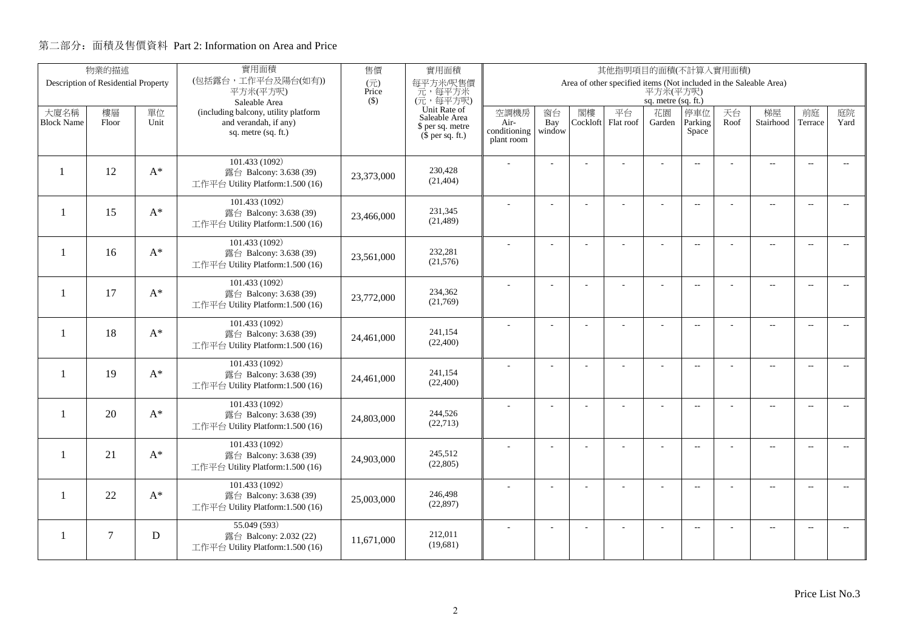## 第二部分：面積及售價資料 Part 2: Information on Area and Price

| 物業的描述 Description of Residential Property | | | 實用面積 (包括露台，工作平台及陽台(如有)) 平方米(平方呎) Saleable Area (including balcony, utility platform and verandah, if any) sq. metre (sq. ft.) | 售價 (元) Price ($) | 實用面積 每平方米/呎售價 元，每平方米 (元，每平方呎) Unit Rate of Saleable Area $ per sq. metre ($ per sq. ft.) | 其他指明項目的面積(不計算入實用面積) Area of other specified items (Not included in the Saleable Area) 平方米(平方呎) sq. metre (sq. ft.) | | | | | | | | | |
|---|---|---|---|---|---|---|---|---|---|---|---|---|---|---|---|
| 大廈名稱 Block Name | 樓層 Floor | 單位 Unit | | | | 空調機房 Air-conditioning plant room | 窗台 Bay window | 閣樓 Cockloft | 平台 Flat roof | 花園 Garden | 停車位 Parking Space | 天台 Roof | 梯屋 Stairhood | 前庭 Terrace | 庭院 Yard |
| 1 | 12 | A* | 101.433 (1092) 露台 Balcony: 3.638 (39) 工作平台 Utility Platform:1.500 (16) | 23,373,000 | 230,428 (21,404) | - | - | - | - | - | -- | - | -- | -- | -- |
| 1 | 15 | A* | 101.433 (1092) 露台 Balcony: 3.638 (39) 工作平台 Utility Platform:1.500 (16) | 23,466,000 | 231,345 (21,489) | - | - | - | - | - | -- | - | -- | -- | -- |
| 1 | 16 | A* | 101.433 (1092) 露台 Balcony: 3.638 (39) 工作平台 Utility Platform:1.500 (16) | 23,561,000 | 232,281 (21,576) | - | - | - | - | - | -- | - | -- | -- | -- |
| 1 | 17 | A* | 101.433 (1092) 露台 Balcony: 3.638 (39) 工作平台 Utility Platform:1.500 (16) | 23,772,000 | 234,362 (21,769) | - | - | - | - | - | -- | - | -- | -- | -- |
| 1 | 18 | A* | 101.433 (1092) 露台 Balcony: 3.638 (39) 工作平台 Utility Platform:1.500 (16) | 24,461,000 | 241,154 (22,400) | - | - | - | - | - | -- | - | -- | -- | -- |
| 1 | 19 | A* | 101.433 (1092) 露台 Balcony: 3.638 (39) 工作平台 Utility Platform:1.500 (16) | 24,461,000 | 241,154 (22,400) | - | - | - | - | - | -- | - | -- | -- | -- |
| 1 | 20 | A* | 101.433 (1092) 露台 Balcony: 3.638 (39) 工作平台 Utility Platform:1.500 (16) | 24,803,000 | 244,526 (22,713) | - | - | - | - | - | -- | - | -- | -- | -- |
| 1 | 21 | A* | 101.433 (1092) 露台 Balcony: 3.638 (39) 工作平台 Utility Platform:1.500 (16) | 24,903,000 | 245,512 (22,805) | - | - | - | - | - | -- | - | -- | -- | -- |
| 1 | 22 | A* | 101.433 (1092) 露台 Balcony: 3.638 (39) 工作平台 Utility Platform:1.500 (16) | 25,003,000 | 246,498 (22,897) | - | - | - | - | - | -- | - | -- | -- | -- |
| 1 | 7 | D | 55.049 (593) 露台 Balcony: 2.032 (22) 工作平台 Utility Platform:1.500 (16) | 11,671,000 | 212,011 (19,681) | - | - | - | - | - | -- | - | -- | -- | -- |

Price List No.3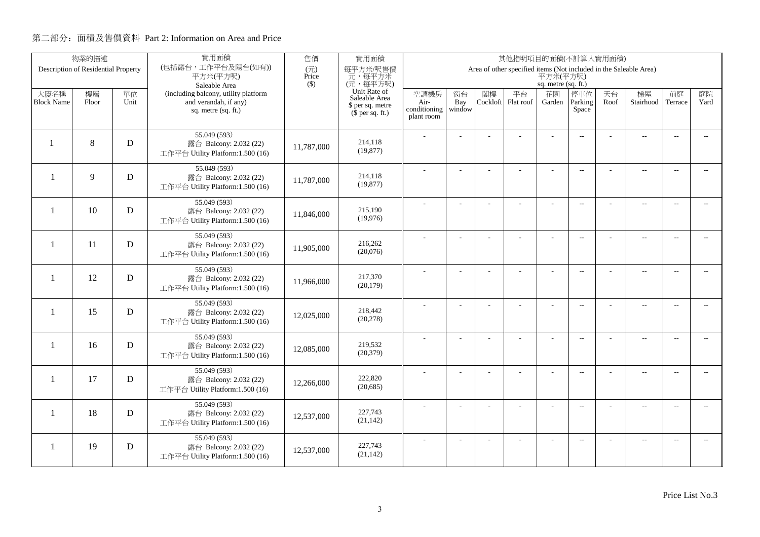## 第二部分：面積及售價資料 Part 2: Information on Area and Price

| 物業的描述 Description of Residential Property | | | 實用面積 (包括露台，工作平台及陽台(如有)) 平方米(平方呎) Saleable Area (including balcony, utility platform and verandah, if any) sq. metre (sq. ft.) | 售價 (元) Price ($) | 實用面積 每平方米/呎售價 元，每平方米 (元，每平方呎) Unit Rate of Saleable Area $ per sq. metre ($ per sq. ft.) | 其他指明項目的面積(不計算入實用面積) Area of other specified items (Not included in the Saleable Area) 平方米(平方呎) sq. metre (sq. ft.) | | | | | | | | | |
|---|---|---|---|---|---|---|---|---|---|---|---|---|---|---|---|
| 大廈名稱 Block Name | 樓層 Floor | 單位 Unit | | | | 空調機房 Air-conditioning plant room | 窗台 Bay window | 閣樓 Cockloft | 平台 Flat roof | 花園 Garden | 停車位 Parking Space | 天台 Roof | 梯屋 Stairhood | 前庭 Terrace | 庭院 Yard |
| 1 | 8 | D | 55.049 (593) 露台 Balcony: 2.032 (22) 工作平台 Utility Platform:1.500 (16) | 11,787,000 | 214,118 (19,877) | - | - | - | - | - | -- | - | -- | -- | -- |
| 1 | 9 | D | 55.049 (593) 露台 Balcony: 2.032 (22) 工作平台 Utility Platform:1.500 (16) | 11,787,000 | 214,118 (19,877) | - | - | - | - | - | -- | - | -- | -- | -- |
| 1 | 10 | D | 55.049 (593) 露台 Balcony: 2.032 (22) 工作平台 Utility Platform:1.500 (16) | 11,846,000 | 215,190 (19,976) | - | - | - | - | - | -- | - | -- | -- | -- |
| 1 | 11 | D | 55.049 (593) 露台 Balcony: 2.032 (22) 工作平台 Utility Platform:1.500 (16) | 11,905,000 | 216,262 (20,076) | - | - | - | - | - | -- | - | -- | -- | -- |
| 1 | 12 | D | 55.049 (593) 露台 Balcony: 2.032 (22) 工作平台 Utility Platform:1.500 (16) | 11,966,000 | 217,370 (20,179) | - | - | - | - | - | -- | - | -- | -- | -- |
| 1 | 15 | D | 55.049 (593) 露台 Balcony: 2.032 (22) 工作平台 Utility Platform:1.500 (16) | 12,025,000 | 218,442 (20,278) | - | - | - | - | - | -- | - | -- | -- | -- |
| 1 | 16 | D | 55.049 (593) 露台 Balcony: 2.032 (22) 工作平台 Utility Platform:1.500 (16) | 12,085,000 | 219,532 (20,379) | - | - | - | - | - | -- | - | -- | -- | -- |
| 1 | 17 | D | 55.049 (593) 露台 Balcony: 2.032 (22) 工作平台 Utility Platform:1.500 (16) | 12,266,000 | 222,820 (20,685) | - | - | - | - | - | -- | - | -- | -- | -- |
| 1 | 18 | D | 55.049 (593) 露台 Balcony: 2.032 (22) 工作平台 Utility Platform:1.500 (16) | 12,537,000 | 227,743 (21,142) | - | - | - | - | - | -- | - | -- | -- | -- |
| 1 | 19 | D | 55.049 (593) 露台 Balcony: 2.032 (22) 工作平台 Utility Platform:1.500 (16) | 12,537,000 | 227,743 (21,142) | - | - | - | - | - | -- | - | -- | -- | -- |

Price List No.3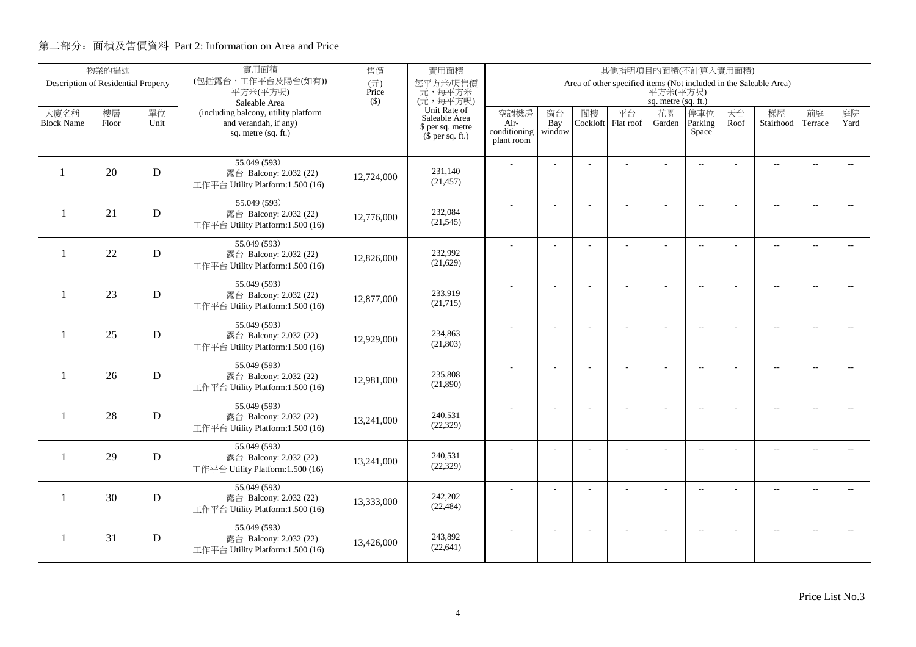## 第二部分：面積及售價資料 Part 2: Information on Area and Price

| 物業的描述 Description of Residential Property | | | 實用面積 (包括露台，工作平台及陽台(如有)) 平方米(平方呎) Saleable Area (including balcony, utility platform and verandah, if any) sq. metre (sq. ft.) | 售價 (元) Price ($) | 實用面積 每平方米/呎售價 元，每平方米 (元，每平方呎) Unit Rate of Saleable Area $ per sq. metre ($ per sq. ft.) | 其他指明項目的面積(不計算入實用面積) Area of other specified items (Not included in the Saleable Area) 平方米(平方呎) sq. metre (sq. ft.) | | | | | | | | | |
|---|---|---|---|---|---|---|---|---|---|---|---|---|---|---|---|
| 大廈名稱 Block Name | 樓層 Floor | 單位 Unit | | | | 空調機房 Air-conditioning plant room | 窗台 Bay window | 閣樓 Cockloft | 平台 Flat roof | 花園 Garden | 停車位 Parking Space | 天台 Roof | 梯屋 Stairhood | 前庭 Terrace | 庭院 Yard |
| 1 | 20 | D | 55.049 (593) 露台 Balcony: 2.032 (22) 工作平台 Utility Platform:1.500 (16) | 12,724,000 | 231,140 (21,457) | - | - | - | - | - | -- | - | -- | -- | -- |
| 1 | 21 | D | 55.049 (593) 露台 Balcony: 2.032 (22) 工作平台 Utility Platform:1.500 (16) | 12,776,000 | 232,084 (21,545) | - | - | - | - | - | -- | - | -- | -- | -- |
| 1 | 22 | D | 55.049 (593) 露台 Balcony: 2.032 (22) 工作平台 Utility Platform:1.500 (16) | 12,826,000 | 232,992 (21,629) | - | - | - | - | - | -- | - | -- | -- | -- |
| 1 | 23 | D | 55.049 (593) 露台 Balcony: 2.032 (22) 工作平台 Utility Platform:1.500 (16) | 12,877,000 | 233,919 (21,715) | - | - | - | - | - | -- | - | -- | -- | -- |
| 1 | 25 | D | 55.049 (593) 露台 Balcony: 2.032 (22) 工作平台 Utility Platform:1.500 (16) | 12,929,000 | 234,863 (21,803) | - | - | - | - | - | -- | - | -- | -- | -- |
| 1 | 26 | D | 55.049 (593) 露台 Balcony: 2.032 (22) 工作平台 Utility Platform:1.500 (16) | 12,981,000 | 235,808 (21,890) | - | - | - | - | - | -- | - | -- | -- | -- |
| 1 | 28 | D | 55.049 (593) 露台 Balcony: 2.032 (22) 工作平台 Utility Platform:1.500 (16) | 13,241,000 | 240,531 (22,329) | - | - | - | - | - | -- | - | -- | -- | -- |
| 1 | 29 | D | 55.049 (593) 露台 Balcony: 2.032 (22) 工作平台 Utility Platform:1.500 (16) | 13,241,000 | 240,531 (22,329) | - | - | - | - | - | -- | - | -- | -- | -- |
| 1 | 30 | D | 55.049 (593) 露台 Balcony: 2.032 (22) 工作平台 Utility Platform:1.500 (16) | 13,333,000 | 242,202 (22,484) | - | - | - | - | - | -- | - | -- | -- | -- |
| 1 | 31 | D | 55.049 (593) 露台 Balcony: 2.032 (22) 工作平台 Utility Platform:1.500 (16) | 13,426,000 | 243,892 (22,641) | - | - | - | - | - | -- | - | -- | -- | -- |

Price List No.3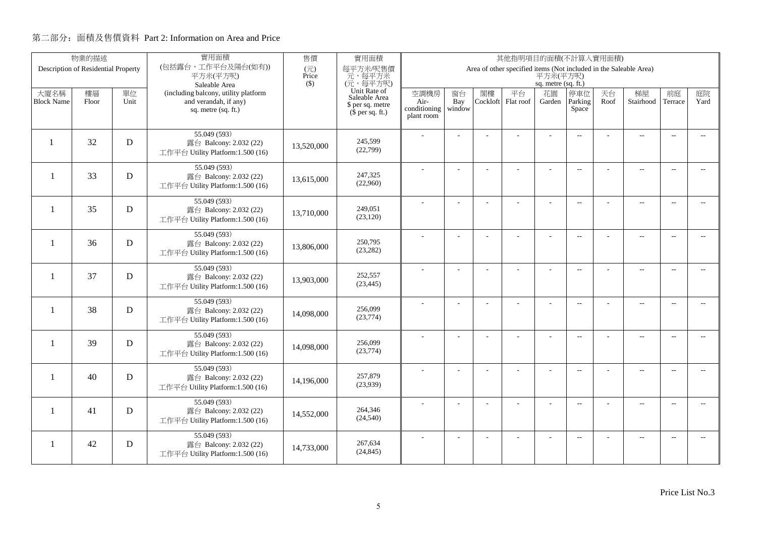## 第二部分：面積及售價資料 Part 2: Information on Area and Price

| 物業的描述 Description of Residential Property | | | 實用面積 (包括露台，工作平台及陽台(如有)) 平方米(平方呎) Saleable Area (including balcony, utility platform and verandah, if any) sq. metre (sq. ft.) | 售價 (元) Price ($) | 實用面積 每平方米/呎售價 元，每平方米 (元，每平方呎) Unit Rate of Saleable Area $ per sq. metre ($ per sq. ft.) | 其他指明項目的面積(不計算入實用面積) Area of other specified items (Not included in the Saleable Area) 平方米(平方呎) sq. metre (sq. ft.) | | | | | | | | | |
|---|---|---|---|---|---|---|---|---|---|---|---|---|---|---|---|
| 大廈名稱 Block Name | 樓層 Floor | 單位 Unit | | | | 空調機房 Air-conditioning plant room | 窗台 Bay window | 閣樓 Cockloft | 平台 Flat roof | 花園 Garden | 停車位 Parking Space | 天台 Roof | 梯屋 Stairhood | 前庭 Terrace | 庭院 Yard |
| 1 | 32 | D | 55.049 (593) 露台 Balcony: 2.032 (22) 工作平台 Utility Platform:1.500 (16) | 13,520,000 | 245,599 (22,799) | - | - | - | - | - | -- | - | -- | -- | -- |
| 1 | 33 | D | 55.049 (593) 露台 Balcony: 2.032 (22) 工作平台 Utility Platform:1.500 (16) | 13,615,000 | 247,325 (22,960) | - | - | - | - | - | -- | - | -- | -- | -- |
| 1 | 35 | D | 55.049 (593) 露台 Balcony: 2.032 (22) 工作平台 Utility Platform:1.500 (16) | 13,710,000 | 249,051 (23,120) | - | - | - | - | - | -- | - | -- | -- | -- |
| 1 | 36 | D | 55.049 (593) 露台 Balcony: 2.032 (22) 工作平台 Utility Platform:1.500 (16) | 13,806,000 | 250,795 (23,282) | - | - | - | - | - | -- | - | -- | -- | -- |
| 1 | 37 | D | 55.049 (593) 露台 Balcony: 2.032 (22) 工作平台 Utility Platform:1.500 (16) | 13,903,000 | 252,557 (23,445) | - | - | - | - | - | -- | - | -- | -- | -- |
| 1 | 38 | D | 55.049 (593) 露台 Balcony: 2.032 (22) 工作平台 Utility Platform:1.500 (16) | 14,098,000 | 256,099 (23,774) | - | - | - | - | - | -- | - | -- | -- | -- |
| 1 | 39 | D | 55.049 (593) 露台 Balcony: 2.032 (22) 工作平台 Utility Platform:1.500 (16) | 14,098,000 | 256,099 (23,774) | - | - | - | - | - | -- | - | -- | -- | -- |
| 1 | 40 | D | 55.049 (593) 露台 Balcony: 2.032 (22) 工作平台 Utility Platform:1.500 (16) | 14,196,000 | 257,879 (23,939) | - | - | - | - | - | -- | - | -- | -- | -- |
| 1 | 41 | D | 55.049 (593) 露台 Balcony: 2.032 (22) 工作平台 Utility Platform:1.500 (16) | 14,552,000 | 264,346 (24,540) | - | - | - | - | - | -- | - | -- | -- | -- |
| 1 | 42 | D | 55.049 (593) 露台 Balcony: 2.032 (22) 工作平台 Utility Platform:1.500 (16) | 14,733,000 | 267,634 (24,845) | - | - | - | - | - | -- | - | -- | -- | -- |

Price List No.3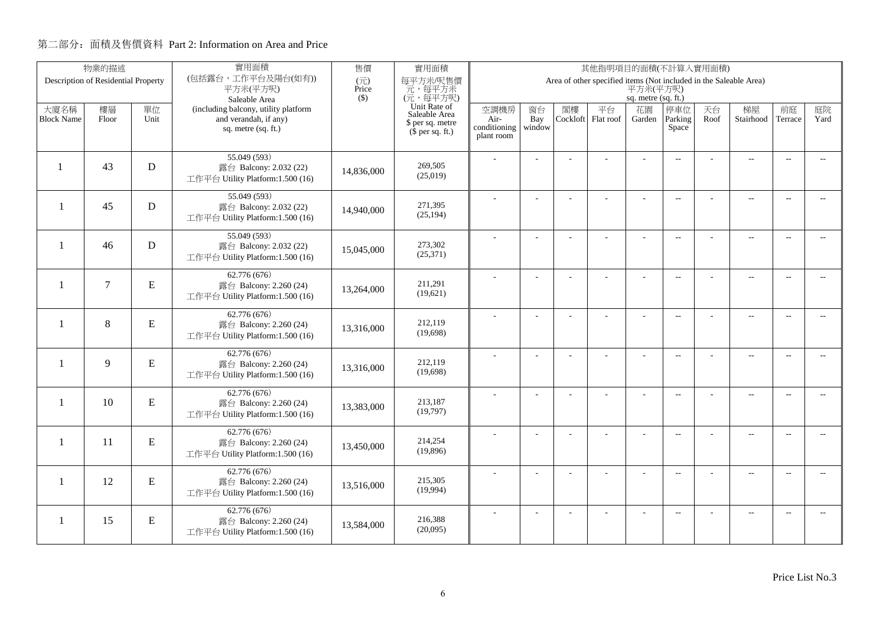## 第二部分：面積及售價資料 Part 2: Information on Area and Price

| 物業的描述 Description of Residential Property | | | 實用面積 (包括露台，工作平台及陽台(如有)) 平方米(平方呎) Saleable Area (including balcony, utility platform and verandah, if any) sq. metre (sq. ft.) | 售價 (元) Price ($) | 實用面積 每平方米/呎售價 元，每平方米 (元，每平方呎) Unit Rate of Saleable Area $ per sq. metre ($ per sq. ft.) | 其他指明項目的面積(不計算入實用面積) Area of other specified items (Not included in the Saleable Area) 平方米(平方呎) sq. metre (sq. ft.) | | | | | | | | | |
|---|---|---|---|---|---|---|---|---|---|---|---|---|---|---|---|
| 大廈名稱 Block Name | 樓層 Floor | 單位 Unit | | | | 空調機房 Air-conditioning plant room | 窗台 Bay window | 閣樓 Cockloft | 平台 Flat roof | 花園 Garden | 停車位 Parking Space | 天台 Roof | 梯屋 Stairhood | 前庭 Terrace | 庭院 Yard |
| 1 | 43 | D | 55.049 (593) 露台 Balcony: 2.032 (22) 工作平台 Utility Platform:1.500 (16) | 14,836,000 | 269,505 (25,019) | - | - | - | - | - | -- | - | -- | -- | -- |
| 1 | 45 | D | 55.049 (593) 露台 Balcony: 2.032 (22) 工作平台 Utility Platform:1.500 (16) | 14,940,000 | 271,395 (25,194) | - | - | - | - | - | -- | - | -- | -- | -- |
| 1 | 46 | D | 55.049 (593) 露台 Balcony: 2.032 (22) 工作平台 Utility Platform:1.500 (16) | 15,045,000 | 273,302 (25,371) | - | - | - | - | - | -- | - | -- | -- | -- |
| 1 | 7 | E | 62.776 (676) 露台 Balcony: 2.260 (24) 工作平台 Utility Platform:1.500 (16) | 13,264,000 | 211,291 (19,621) | - | - | - | - | - | -- | - | -- | -- | -- |
| 1 | 8 | E | 62.776 (676) 露台 Balcony: 2.260 (24) 工作平台 Utility Platform:1.500 (16) | 13,316,000 | 212,119 (19,698) | - | - | - | - | - | -- | - | -- | -- | -- |
| 1 | 9 | E | 62.776 (676) 露台 Balcony: 2.260 (24) 工作平台 Utility Platform:1.500 (16) | 13,316,000 | 212,119 (19,698) | - | - | - | - | - | -- | - | -- | -- | -- |
| 1 | 10 | E | 62.776 (676) 露台 Balcony: 2.260 (24) 工作平台 Utility Platform:1.500 (16) | 13,383,000 | 213,187 (19,797) | - | - | - | - | - | -- | - | -- | -- | -- |
| 1 | 11 | E | 62.776 (676) 露台 Balcony: 2.260 (24) 工作平台 Utility Platform:1.500 (16) | 13,450,000 | 214,254 (19,896) | - | - | - | - | - | -- | - | -- | -- | -- |
| 1 | 12 | E | 62.776 (676) 露台 Balcony: 2.260 (24) 工作平台 Utility Platform:1.500 (16) | 13,516,000 | 215,305 (19,994) | - | - | - | - | - | -- | - | -- | -- | -- |
| 1 | 15 | E | 62.776 (676) 露台 Balcony: 2.260 (24) 工作平台 Utility Platform:1.500 (16) | 13,584,000 | 216,388 (20,095) | - | - | - | - | - | -- | - | -- | -- | -- |

Price List No.3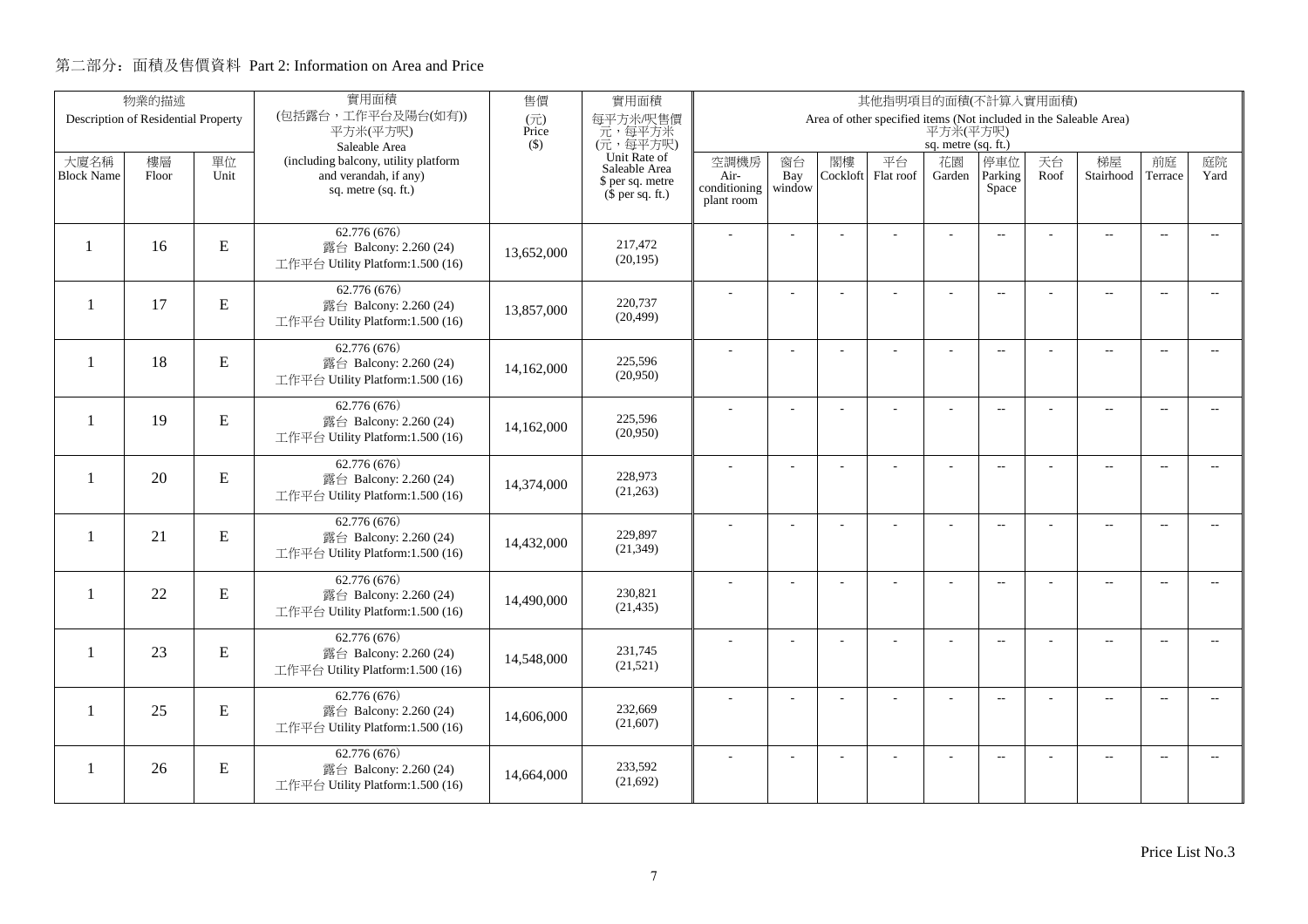## 第二部分：面積及售價資料 Part 2: Information on Area and Price

| 物業的描述 Description of Residential Property | | | 實用面積 (包括露台，工作平台及陽台(如有)) 平方米(平方呎) Saleable Area (including balcony, utility platform and verandah, if any) sq. metre (sq. ft.) | 售價 (元) Price ($) | 實用面積 每平方米/呎售價 元，每平方米 (元，每平方呎) Unit Rate of Saleable Area $ per sq. metre ($ per sq. ft.) | 其他指明項目的面積(不計算入實用面積) Area of other specified items (Not included in the Saleable Area) 平方米(平方呎) sq. metre (sq. ft.) | | | | | | | | | |
|---|---|---|---|---|---|---|---|---|---|---|---|---|---|---|---|
| 大廈名稱 Block Name | 樓層 Floor | 單位 Unit | | | | 空調機房 Air-conditioning plant room | 窗台 Bay window | 閣樓 Cockloft | 平台 Flat roof | 花園 Garden | 停車位 Parking Space | 天台 Roof | 梯屋 Stairhood | 前庭 Terrace | 庭院 Yard |
| 1 | 16 | E | 62.776 (676) 露台 Balcony: 2.260 (24) 工作平台 Utility Platform:1.500 (16) | 13,652,000 | 217,472 (20,195) | - | - | - | - | - | -- | - | -- | -- | -- |
| 1 | 17 | E | 62.776 (676) 露台 Balcony: 2.260 (24) 工作平台 Utility Platform:1.500 (16) | 13,857,000 | 220,737 (20,499) | - | - | - | - | - | -- | - | -- | -- | -- |
| 1 | 18 | E | 62.776 (676) 露台 Balcony: 2.260 (24) 工作平台 Utility Platform:1.500 (16) | 14,162,000 | 225,596 (20,950) | - | - | - | - | - | -- | - | -- | -- | -- |
| 1 | 19 | E | 62.776 (676) 露台 Balcony: 2.260 (24) 工作平台 Utility Platform:1.500 (16) | 14,162,000 | 225,596 (20,950) | - | - | - | - | - | -- | - | -- | -- | -- |
| 1 | 20 | E | 62.776 (676) 露台 Balcony: 2.260 (24) 工作平台 Utility Platform:1.500 (16) | 14,374,000 | 228,973 (21,263) | - | - | - | - | - | -- | - | -- | -- | -- |
| 1 | 21 | E | 62.776 (676) 露台 Balcony: 2.260 (24) 工作平台 Utility Platform:1.500 (16) | 14,432,000 | 229,897 (21,349) | - | - | - | - | - | -- | - | -- | -- | -- |
| 1 | 22 | E | 62.776 (676) 露台 Balcony: 2.260 (24) 工作平台 Utility Platform:1.500 (16) | 14,490,000 | 230,821 (21,435) | - | - | - | - | - | -- | - | -- | -- | -- |
| 1 | 23 | E | 62.776 (676) 露台 Balcony: 2.260 (24) 工作平台 Utility Platform:1.500 (16) | 14,548,000 | 231,745 (21,521) | - | - | - | - | - | -- | - | -- | -- | -- |
| 1 | 25 | E | 62.776 (676) 露台 Balcony: 2.260 (24) 工作平台 Utility Platform:1.500 (16) | 14,606,000 | 232,669 (21,607) | - | - | - | - | - | -- | - | -- | -- | -- |
| 1 | 26 | E | 62.776 (676) 露台 Balcony: 2.260 (24) 工作平台 Utility Platform:1.500 (16) | 14,664,000 | 233,592 (21,692) | - | - | - | - | - | -- | - | -- | -- | -- |

Price List No.3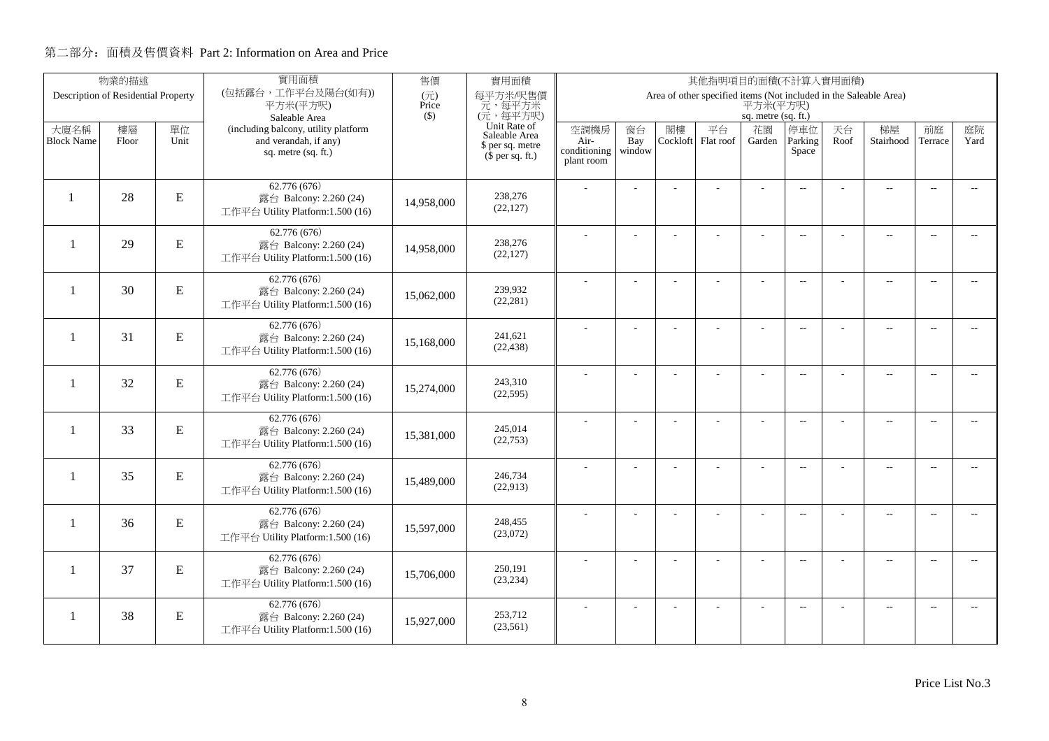## 第二部分：面積及售價資料 Part 2: Information on Area and Price

| 物業的描述 Description of Residential Property | | | 實用面積 (包括露台，工作平台及陽台(如有)) 平方米(平方呎) Saleable Area (including balcony, utility platform and verandah, if any) sq. metre (sq. ft.) | 售價 (元) Price ($) | 實用面積 每平方米/呎售價 元，每平方米 (元，每平方呎) Unit Rate of Saleable Area $ per sq. metre ($ per sq. ft.) | 其他指明項目的面積(不計算入實用面積) Area of other specified items (Not included in the Saleable Area) 平方米(平方呎) sq. metre (sq. ft.) | | | | | | | | | |
|---|---|---|---|---|---|---|---|---|---|---|---|---|---|---|---|
| 大廈名稱 Block Name | 樓層 Floor | 單位 Unit | | | | 空調機房 Air-conditioning plant room | 窗台 Bay window | 閣樓 Cockloft | 平台 Flat roof | 花園 Garden | 停車位 Parking Space | 天台 Roof | 梯屋 Stairhood | 前庭 Terrace | 庭院 Yard |
| 1 | 28 | E | 62.776 (676) 露台 Balcony: 2.260 (24) 工作平台 Utility Platform:1.500 (16) | 14,958,000 | 238,276 (22,127) | - | - | - | - | - | -- | - | -- | -- | -- |
| 1 | 29 | E | 62.776 (676) 露台 Balcony: 2.260 (24) 工作平台 Utility Platform:1.500 (16) | 14,958,000 | 238,276 (22,127) | - | - | - | - | - | -- | - | -- | -- | -- |
| 1 | 30 | E | 62.776 (676) 露台 Balcony: 2.260 (24) 工作平台 Utility Platform:1.500 (16) | 15,062,000 | 239,932 (22,281) | - | - | - | - | - | -- | - | -- | -- | -- |
| 1 | 31 | E | 62.776 (676) 露台 Balcony: 2.260 (24) 工作平台 Utility Platform:1.500 (16) | 15,168,000 | 241,621 (22,438) | - | - | - | - | - | -- | - | -- | -- | -- |
| 1 | 32 | E | 62.776 (676) 露台 Balcony: 2.260 (24) 工作平台 Utility Platform:1.500 (16) | 15,274,000 | 243,310 (22,595) | - | - | - | - | - | -- | - | -- | -- | -- |
| 1 | 33 | E | 62.776 (676) 露台 Balcony: 2.260 (24) 工作平台 Utility Platform:1.500 (16) | 15,381,000 | 245,014 (22,753) | - | - | - | - | - | -- | - | -- | -- | -- |
| 1 | 35 | E | 62.776 (676) 露台 Balcony: 2.260 (24) 工作平台 Utility Platform:1.500 (16) | 15,489,000 | 246,734 (22,913) | - | - | - | - | - | -- | - | -- | -- | -- |
| 1 | 36 | E | 62.776 (676) 露台 Balcony: 2.260 (24) 工作平台 Utility Platform:1.500 (16) | 15,597,000 | 248,455 (23,072) | - | - | - | - | - | -- | - | -- | -- | -- |
| 1 | 37 | E | 62.776 (676) 露台 Balcony: 2.260 (24) 工作平台 Utility Platform:1.500 (16) | 15,706,000 | 250,191 (23,234) | - | - | - | - | - | -- | - | -- | -- | -- |
| 1 | 38 | E | 62.776 (676) 露台 Balcony: 2.260 (24) 工作平台 Utility Platform:1.500 (16) | 15,927,000 | 253,712 (23,561) | - | - | - | - | - | -- | - | -- | -- | -- |

Price List No.3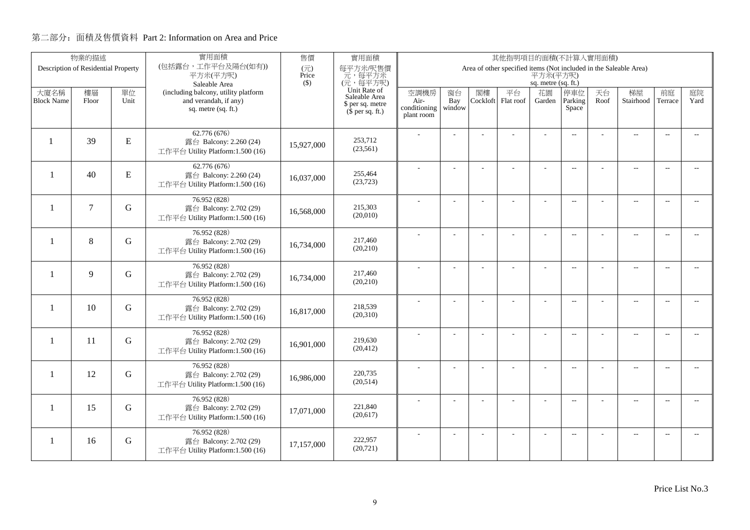## 第二部分：面積及售價資料 Part 2: Information on Area and Price

| 物業的描述 Description of Residential Property | | | 實用面積 (包括露台，工作平台及陽台(如有)) 平方米(平方呎) Saleable Area (including balcony, utility platform and verandah, if any) sq. metre (sq. ft.) | 售價 (元) Price ($) | 實用面積 每平方米/呎售價 元，每平方米 (元，每平方呎) Unit Rate of Saleable Area $ per sq. metre ($ per sq. ft.) | 其他指明項目的面積(不計算入實用面積) Area of other specified items (Not included in the Saleable Area) 平方米(平方呎) sq. metre (sq. ft.) | | | | | | | | | |
|---|---|---|---|---|---|---|---|---|---|---|---|---|---|---|---|
| 大廈名稱 Block Name | 樓層 Floor | 單位 Unit | | | | 空調機房 Air-conditioning plant room | 窗台 Bay window | 閣樓 Cockloft | 平台 Flat roof | 花園 Garden | 停車位 Parking Space | 天台 Roof | 梯屋 Stairhood | 前庭 Terrace | 庭院 Yard |
| 1 | 39 | E | 62.776 (676) 露台 Balcony: 2.260 (24) 工作平台 Utility Platform:1.500 (16) | 15,927,000 | 253,712 (23,561) | - | - | - | - | - | -- | - | -- | -- | -- |
| 1 | 40 | E | 62.776 (676) 露台 Balcony: 2.260 (24) 工作平台 Utility Platform:1.500 (16) | 16,037,000 | 255,464 (23,723) | - | - | - | - | - | -- | - | -- | -- | -- |
| 1 | 7 | G | 76.952 (828) 露台 Balcony: 2.702 (29) 工作平台 Utility Platform:1.500 (16) | 16,568,000 | 215,303 (20,010) | - | - | - | - | - | -- | - | -- | -- | -- |
| 1 | 8 | G | 76.952 (828) 露台 Balcony: 2.702 (29) 工作平台 Utility Platform:1.500 (16) | 16,734,000 | 217,460 (20,210) | - | - | - | - | - | -- | - | -- | -- | -- |
| 1 | 9 | G | 76.952 (828) 露台 Balcony: 2.702 (29) 工作平台 Utility Platform:1.500 (16) | 16,734,000 | 217,460 (20,210) | - | - | - | - | - | -- | - | -- | -- | -- |
| 1 | 10 | G | 76.952 (828) 露台 Balcony: 2.702 (29) 工作平台 Utility Platform:1.500 (16) | 16,817,000 | 218,539 (20,310) | - | - | - | - | - | -- | - | -- | -- | -- |
| 1 | 11 | G | 76.952 (828) 露台 Balcony: 2.702 (29) 工作平台 Utility Platform:1.500 (16) | 16,901,000 | 219,630 (20,412) | - | - | - | - | - | -- | - | -- | -- | -- |
| 1 | 12 | G | 76.952 (828) 露台 Balcony: 2.702 (29) 工作平台 Utility Platform:1.500 (16) | 16,986,000 | 220,735 (20,514) | - | - | - | - | - | -- | - | -- | -- | -- |
| 1 | 15 | G | 76.952 (828) 露台 Balcony: 2.702 (29) 工作平台 Utility Platform:1.500 (16) | 17,071,000 | 221,840 (20,617) | - | - | - | - | - | -- | - | -- | -- | -- |
| 1 | 16 | G | 76.952 (828) 露台 Balcony: 2.702 (29) 工作平台 Utility Platform:1.500 (16) | 17,157,000 | 222,957 (20,721) | - | - | - | - | - | -- | - | -- | -- | -- |

Price List No.3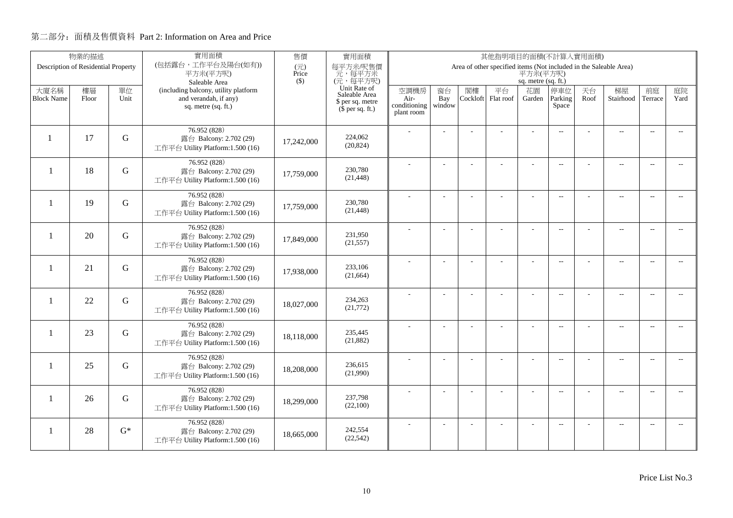# 第二部分：面積及售價資料 Part 2: Information on Area and Price

| 物業的描述 Description of Residential Property | | | 實用面積 (包括露台，工作平台及陽台(如有)) 平方米(平方呎) Saleable Area (including balcony, utility platform and verandah, if any) sq. metre (sq. ft.) | 售價 (元) Price ($) | 實用面積 每平方米/呎售價 元，每平方米 (元，每平方呎) Unit Rate of Saleable Area $ per sq. metre ($ per sq. ft.) | 其他指明項目的面積(不計算入實用面積) Area of other specified items (Not included in the Saleable Area) 平方米(平方呎) sq. metre (sq. ft.) | | | | | | | | | |
|---|---|---|---|---|---|---|---|---|---|---|---|---|---|---|---|
| 大廈名稱 Block Name | 樓層 Floor | 單位 Unit | | | | 空調機房 Air-conditioning plant room | 窗台 Bay window | 閣樓 Cockloft | 平台 Flat roof | 花園 Garden | 停車位 Parking Space | 天台 Roof | 梯屋 Stairhood | 前庭 Terrace | 庭院 Yard |
| 1 | 17 | G | 76.952 (828) 露台 Balcony: 2.702 (29) 工作平台 Utility Platform:1.500 (16) | 17,242,000 | 224,062 (20,824) | - | - | - | - | - | -- | - | -- | -- | -- |
| 1 | 18 | G | 76.952 (828) 露台 Balcony: 2.702 (29) 工作平台 Utility Platform:1.500 (16) | 17,759,000 | 230,780 (21,448) | - | - | - | - | - | -- | - | -- | -- | -- |
| 1 | 19 | G | 76.952 (828) 露台 Balcony: 2.702 (29) 工作平台 Utility Platform:1.500 (16) | 17,759,000 | 230,780 (21,448) | - | - | - | - | - | -- | - | -- | -- | -- |
| 1 | 20 | G | 76.952 (828) 露台 Balcony: 2.702 (29) 工作平台 Utility Platform:1.500 (16) | 17,849,000 | 231,950 (21,557) | - | - | - | - | - | -- | - | -- | -- | -- |
| 1 | 21 | G | 76.952 (828) 露台 Balcony: 2.702 (29) 工作平台 Utility Platform:1.500 (16) | 17,938,000 | 233,106 (21,664) | - | - | - | - | - | -- | - | -- | -- | -- |
| 1 | 22 | G | 76.952 (828) 露台 Balcony: 2.702 (29) 工作平台 Utility Platform:1.500 (16) | 18,027,000 | 234,263 (21,772) | - | - | - | - | - | -- | - | -- | -- | -- |
| 1 | 23 | G | 76.952 (828) 露台 Balcony: 2.702 (29) 工作平台 Utility Platform:1.500 (16) | 18,118,000 | 235,445 (21,882) | - | - | - | - | - | -- | - | -- | -- | -- |
| 1 | 25 | G | 76.952 (828) 露台 Balcony: 2.702 (29) 工作平台 Utility Platform:1.500 (16) | 18,208,000 | 236,615 (21,990) | - | - | - | - | - | -- | - | -- | -- | -- |
| 1 | 26 | G | 76.952 (828) 露台 Balcony: 2.702 (29) 工作平台 Utility Platform:1.500 (16) | 18,299,000 | 237,798 (22,100) | - | - | - | - | - | -- | - | -- | -- | -- |
| 1 | 28 | G* | 76.952 (828) 露台 Balcony: 2.702 (29) 工作平台 Utility Platform:1.500 (16) | 18,665,000 | 242,554 (22,542) | - | - | - | - | - | -- | - | -- | -- | -- |

Price List No.3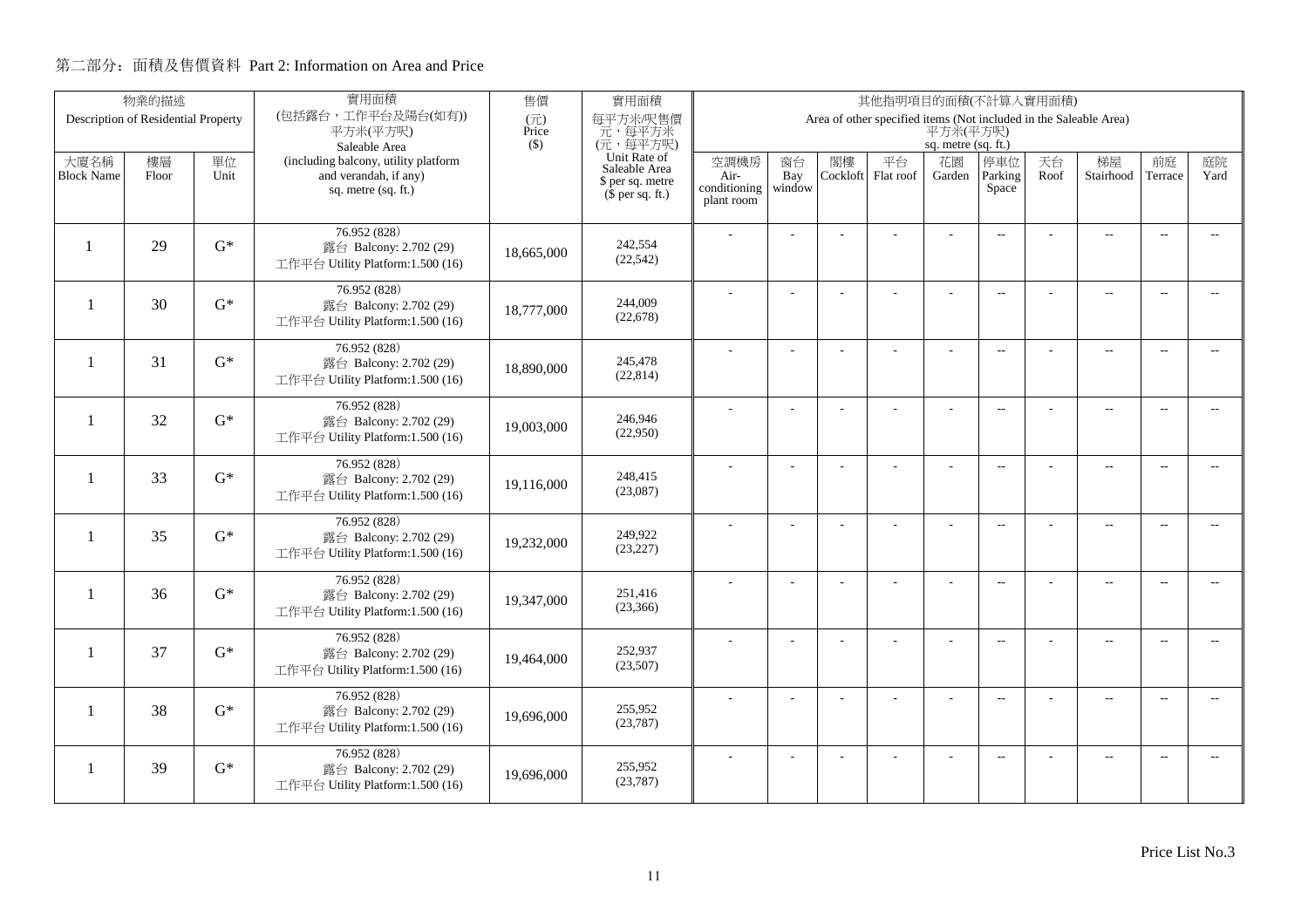## 第二部分：面積及售價資料 Part 2: Information on Area and Price

| 物業的描述 Description of Residential Property | | | 實用面積 (包括露台，工作平台及陽台(如有)) 平方米(平方呎) Saleable Area (including balcony, utility platform and verandah, if any) sq. metre (sq. ft.) | 售價 (元) Price ($) | 實用面積 每平方米/呎售價 元，每平方米 (元，每平方呎) Unit Rate of Saleable Area $ per sq. metre ($ per sq. ft.) | 其他指明項目的面積(不計算入實用面積) Area of other specified items (Not included in the Saleable Area) 平方米(平方呎) sq. metre (sq. ft.) | | | | | | | | | |
|---|---|---|---|---|---|---|---|---|---|---|---|---|---|---|---|
| 大廈名稱 Block Name | 樓層 Floor | 單位 Unit | | | | 空調機房 Air-conditioning plant room | 窗台 Bay window | 閣樓 Cockloft | 平台 Flat roof | 花園 Garden | 停車位 Parking Space | 天台 Roof | 梯屋 Stairhood | 前庭 Terrace | 庭院 Yard |
| 1 | 29 | G* | 76.952 (828) 露台 Balcony: 2.702 (29) 工作平台 Utility Platform:1.500 (16) | 18,665,000 | 242,554 (22,542) | - | - | - | - | - | -- | - | -- | -- | -- |
| 1 | 30 | G* | 76.952 (828) 露台 Balcony: 2.702 (29) 工作平台 Utility Platform:1.500 (16) | 18,777,000 | 244,009 (22,678) | - | - | - | - | - | -- | - | -- | -- | -- |
| 1 | 31 | G* | 76.952 (828) 露台 Balcony: 2.702 (29) 工作平台 Utility Platform:1.500 (16) | 18,890,000 | 245,478 (22,814) | - | - | - | - | - | -- | - | -- | -- | -- |
| 1 | 32 | G* | 76.952 (828) 露台 Balcony: 2.702 (29) 工作平台 Utility Platform:1.500 (16) | 19,003,000 | 246,946 (22,950) | - | - | - | - | - | -- | - | -- | -- | -- |
| 1 | 33 | G* | 76.952 (828) 露台 Balcony: 2.702 (29) 工作平台 Utility Platform:1.500 (16) | 19,116,000 | 248,415 (23,087) | - | - | - | - | - | -- | - | -- | -- | -- |
| 1 | 35 | G* | 76.952 (828) 露台 Balcony: 2.702 (29) 工作平台 Utility Platform:1.500 (16) | 19,232,000 | 249,922 (23,227) | - | - | - | - | - | -- | - | -- | -- | -- |
| 1 | 36 | G* | 76.952 (828) 露台 Balcony: 2.702 (29) 工作平台 Utility Platform:1.500 (16) | 19,347,000 | 251,416 (23,366) | - | - | - | - | - | -- | - | -- | -- | -- |
| 1 | 37 | G* | 76.952 (828) 露台 Balcony: 2.702 (29) 工作平台 Utility Platform:1.500 (16) | 19,464,000 | 252,937 (23,507) | - | - | - | - | - | -- | - | -- | -- | -- |
| 1 | 38 | G* | 76.952 (828) 露台 Balcony: 2.702 (29) 工作平台 Utility Platform:1.500 (16) | 19,696,000 | 255,952 (23,787) | - | - | - | - | - | -- | - | -- | -- | -- |
| 1 | 39 | G* | 76.952 (828) 露台 Balcony: 2.702 (29) 工作平台 Utility Platform:1.500 (16) | 19,696,000 | 255,952 (23,787) | - | - | - | - | - | -- | - | -- | -- | -- |

Price List No.3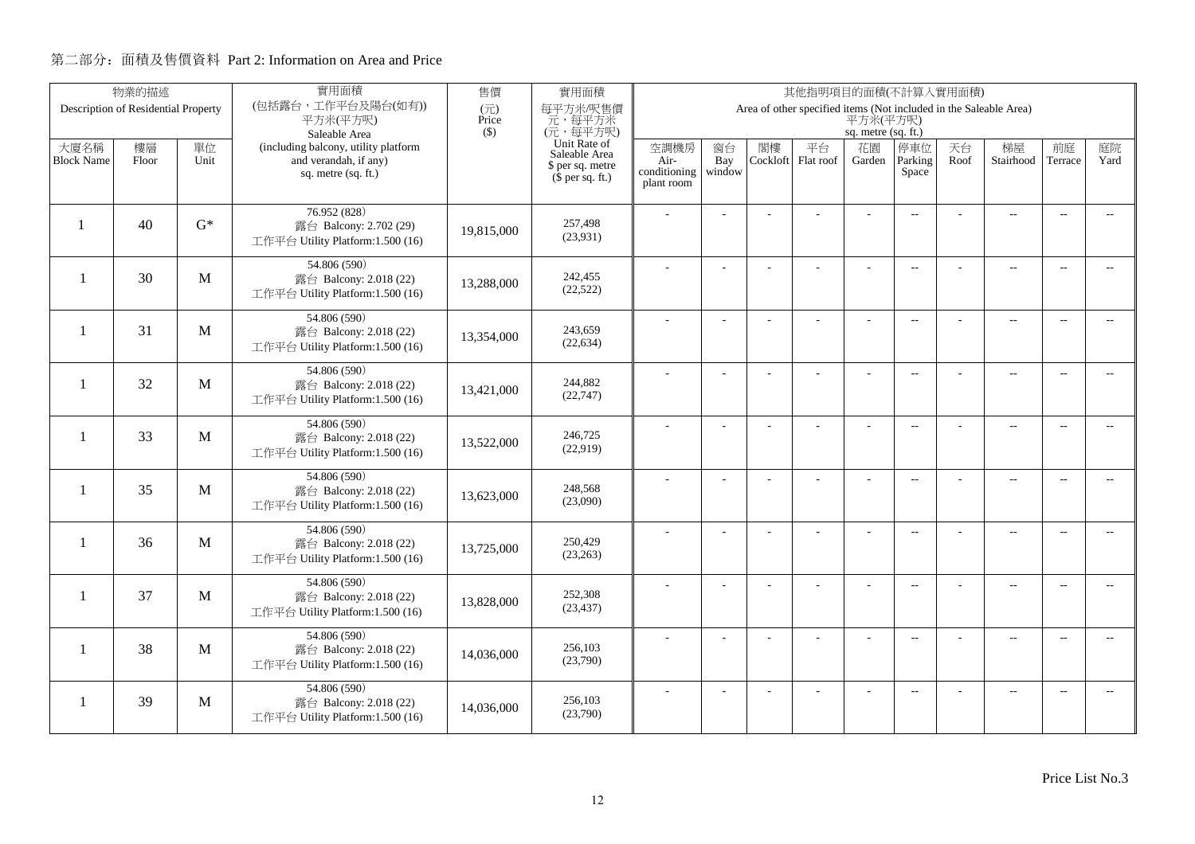## 第二部分：面積及售價資料 Part 2: Information on Area and Price

| 物業的描述 Description of Residential Property | | | 實用面積 (包括露台，工作平台及陽台(如有)) 平方米(平方呎) Saleable Area (including balcony, utility platform and verandah, if any) sq. metre (sq. ft.) | 售價 (元) Price ($) | 實用面積 每平方米/呎售價 元，每平方米 (元，每平方呎) Unit Rate of Saleable Area $ per sq. metre ($ per sq. ft.) | 其他指明項目的面積(不計算入實用面積) Area of other specified items (Not included in the Saleable Area) 平方米(平方呎) sq. metre (sq. ft.) | | | | | | | | | |
|---|---|---|---|---|---|---|---|---|---|---|---|---|---|---|---|
| 大廈名稱 Block Name | 樓層 Floor | 單位 Unit | | | | 空調機房 Air-conditioning plant room | 窗台 Bay window | 閣樓 Cockloft | 平台 Flat roof | 花園 Garden | 停車位 Parking Space | 天台 Roof | 梯屋 Stairhood | 前庭 Terrace | 庭院 Yard |
| 1 | 40 | G* | 76.952 (828)<br>露台 Balcony: 2.702 (29)<br>工作平台 Utility Platform:1.500 (16) | 19,815,000 | 257,498<br>(23,931) | - | - | - | - | - | -- | - | -- | -- | -- |
| 1 | 30 | M | 54.806 (590)<br>露台 Balcony: 2.018 (22)<br>工作平台 Utility Platform:1.500 (16) | 13,288,000 | 242,455<br>(22,522) | - | - | - | - | - | -- | - | -- | -- | -- |
| 1 | 31 | M | 54.806 (590)<br>露台 Balcony: 2.018 (22)<br>工作平台 Utility Platform:1.500 (16) | 13,354,000 | 243,659<br>(22,634) | - | - | - | - | - | -- | - | -- | -- | -- |
| 1 | 32 | M | 54.806 (590)<br>露台 Balcony: 2.018 (22)<br>工作平台 Utility Platform:1.500 (16) | 13,421,000 | 244,882<br>(22,747) | - | - | - | - | - | -- | - | -- | -- | -- |
| 1 | 33 | M | 54.806 (590)<br>露台 Balcony: 2.018 (22)<br>工作平台 Utility Platform:1.500 (16) | 13,522,000 | 246,725<br>(22,919) | - | - | - | - | - | -- | - | -- | -- | -- |
| 1 | 35 | M | 54.806 (590)<br>露台 Balcony: 2.018 (22)<br>工作平台 Utility Platform:1.500 (16) | 13,623,000 | 248,568<br>(23,090) | - | - | - | - | - | -- | - | -- | -- | -- |
| 1 | 36 | M | 54.806 (590)<br>露台 Balcony: 2.018 (22)<br>工作平台 Utility Platform:1.500 (16) | 13,725,000 | 250,429<br>(23,263) | - | - | - | - | - | -- | - | -- | -- | -- |
| 1 | 37 | M | 54.806 (590)<br>露台 Balcony: 2.018 (22)<br>工作平台 Utility Platform:1.500 (16) | 13,828,000 | 252,308<br>(23,437) | - | - | - | - | - | -- | - | -- | -- | -- |
| 1 | 38 | M | 54.806 (590)<br>露台 Balcony: 2.018 (22)<br>工作平台 Utility Platform:1.500 (16) | 14,036,000 | 256,103<br>(23,790) | - | - | - | - | - | -- | - | -- | -- | -- |
| 1 | 39 | M | 54.806 (590)<br>露台 Balcony: 2.018 (22)<br>工作平台 Utility Platform:1.500 (16) | 14,036,000 | 256,103<br>(23,790) | - | - | - | - | - | -- | - | -- | -- | -- |

Price List No.3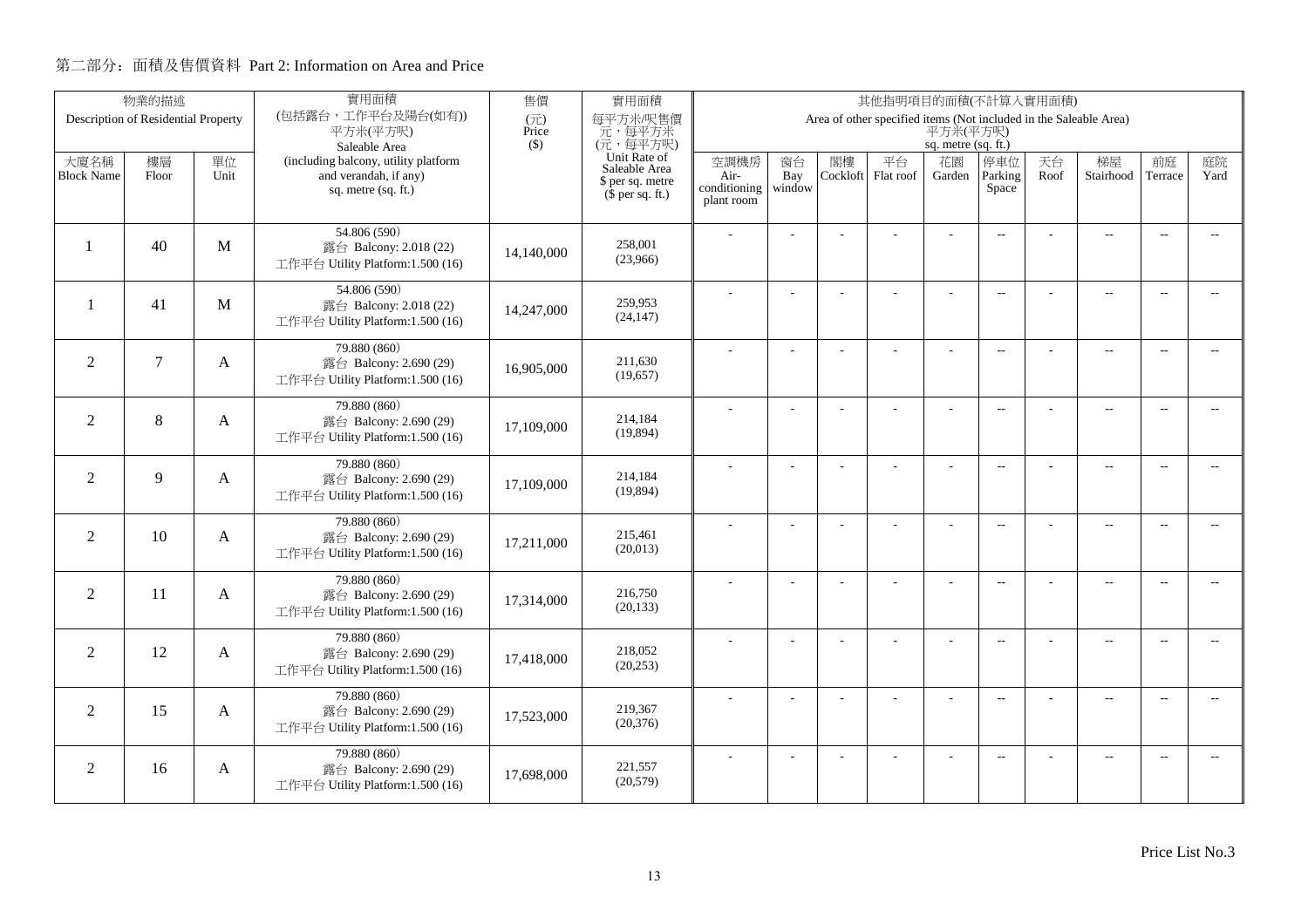## 第二部分：面積及售價資料 Part 2: Information on Area and Price

| 物業的描述 Description of Residential Property | | | 實用面積 (包括露台，工作平台及陽台(如有)) 平方米(平方呎) Saleable Area (including balcony, utility platform and verandah, if any) sq. metre (sq. ft.) | 售價 (元) Price ($) | 實用面積 每平方米/呎售價 元，每平方米 (元，每平方呎) Unit Rate of Saleable Area $ per sq. metre ($ per sq. ft.) | 其他指明項目的面積(不計算入實用面積) Area of other specified items (Not included in the Saleable Area) 平方米(平方呎) sq. metre (sq. ft.) | | | | | | | | | |
|---|---|---|---|---|---|---|---|---|---|---|---|---|---|---|---|
| 大廈名稱 Block Name | 樓層 Floor | 單位 Unit | | | | 空調機房 Air-conditioning plant room | 窗台 Bay window | 閣樓 Cockloft | 平台 Flat roof | 花園 Garden | 停車位 Parking Space | 天台 Roof | 梯屋 Stairhood | 前庭 Terrace | 庭院 Yard |
| 1 | 40 | M | 54.806 (590) 露台 Balcony: 2.018 (22) 工作平台 Utility Platform:1.500 (16) | 14,140,000 | 258,001 (23,966) | - | - | - | - | - | -- | - | -- | -- | -- |
| 1 | 41 | M | 54.806 (590) 露台 Balcony: 2.018 (22) 工作平台 Utility Platform:1.500 (16) | 14,247,000 | 259,953 (24,147) | - | - | - | - | - | -- | - | -- | -- | -- |
| 2 | 7 | A | 79.880 (860) 露台 Balcony: 2.690 (29) 工作平台 Utility Platform:1.500 (16) | 16,905,000 | 211,630 (19,657) | - | - | - | - | - | -- | - | -- | -- | -- |
| 2 | 8 | A | 79.880 (860) 露台 Balcony: 2.690 (29) 工作平台 Utility Platform:1.500 (16) | 17,109,000 | 214,184 (19,894) | - | - | - | - | - | -- | - | -- | -- | -- |
| 2 | 9 | A | 79.880 (860) 露台 Balcony: 2.690 (29) 工作平台 Utility Platform:1.500 (16) | 17,109,000 | 214,184 (19,894) | - | - | - | - | - | -- | - | -- | -- | -- |
| 2 | 10 | A | 79.880 (860) 露台 Balcony: 2.690 (29) 工作平台 Utility Platform:1.500 (16) | 17,211,000 | 215,461 (20,013) | - | - | - | - | - | -- | - | -- | -- | -- |
| 2 | 11 | A | 79.880 (860) 露台 Balcony: 2.690 (29) 工作平台 Utility Platform:1.500 (16) | 17,314,000 | 216,750 (20,133) | - | - | - | - | - | -- | - | -- | -- | -- |
| 2 | 12 | A | 79.880 (860) 露台 Balcony: 2.690 (29) 工作平台 Utility Platform:1.500 (16) | 17,418,000 | 218,052 (20,253) | - | - | - | - | - | -- | - | -- | -- | -- |
| 2 | 15 | A | 79.880 (860) 露台 Balcony: 2.690 (29) 工作平台 Utility Platform:1.500 (16) | 17,523,000 | 219,367 (20,376) | - | - | - | - | - | -- | - | -- | -- | -- |
| 2 | 16 | A | 79.880 (860) 露台 Balcony: 2.690 (29) 工作平台 Utility Platform:1.500 (16) | 17,698,000 | 221,557 (20,579) | - | - | - | - | - | -- | - | -- | -- | -- |

Price List No.3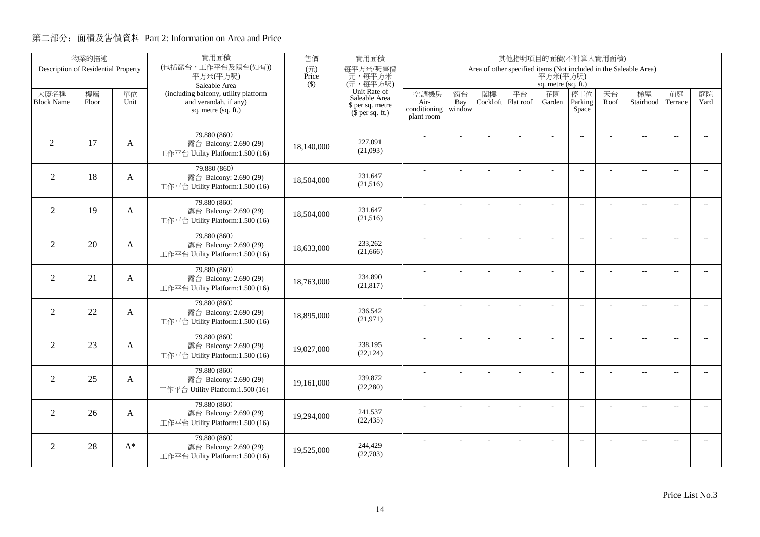## 第二部分：面積及售價資料 Part 2: Information on Area and Price

| 物業的描述 Description of Residential Property | | | 實用面積 (包括露台，工作平台及陽台(如有)) 平方米(平方呎) Saleable Area (including balcony, utility platform and verandah, if any) sq. metre (sq. ft.) | 售價 (元) Price ($) | 實用面積 每平方米/呎售價 元，每平方米 (元，每平方呎) Unit Rate of Saleable Area $ per sq. metre ($ per sq. ft.) | 其他指明項目的面積(不計算入實用面積) Area of other specified items (Not included in the Saleable Area) 平方米(平方呎) sq. metre (sq. ft.) | | | | | | | | | |
|---|---|---|---|---|---|---|---|---|---|---|---|---|---|---|---|
| 大廈名稱 Block Name | 樓層 Floor | 單位 Unit | | | | 空調機房 Air-conditioning plant room | 窗台 Bay window | 閣樓 Cockloft | 平台 Flat roof | 花園 Garden | 停車位 Parking Space | 天台 Roof | 梯屋 Stairhood | 前庭 Terrace | 庭院 Yard |
| 2 | 17 | A | 79.880 (860) 露台 Balcony: 2.690 (29) 工作平台 Utility Platform:1.500 (16) | 18,140,000 | 227,091 (21,093) | - | - | - | - | - | -- | - | -- | -- | -- |
| 2 | 18 | A | 79.880 (860) 露台 Balcony: 2.690 (29) 工作平台 Utility Platform:1.500 (16) | 18,504,000 | 231,647 (21,516) | - | - | - | - | - | -- | - | -- | -- | -- |
| 2 | 19 | A | 79.880 (860) 露台 Balcony: 2.690 (29) 工作平台 Utility Platform:1.500 (16) | 18,504,000 | 231,647 (21,516) | - | - | - | - | - | -- | - | -- | -- | -- |
| 2 | 20 | A | 79.880 (860) 露台 Balcony: 2.690 (29) 工作平台 Utility Platform:1.500 (16) | 18,633,000 | 233,262 (21,666) | - | - | - | - | - | -- | - | -- | -- | -- |
| 2 | 21 | A | 79.880 (860) 露台 Balcony: 2.690 (29) 工作平台 Utility Platform:1.500 (16) | 18,763,000 | 234,890 (21,817) | - | - | - | - | - | -- | - | -- | -- | -- |
| 2 | 22 | A | 79.880 (860) 露台 Balcony: 2.690 (29) 工作平台 Utility Platform:1.500 (16) | 18,895,000 | 236,542 (21,971) | - | - | - | - | - | -- | - | -- | -- | -- |
| 2 | 23 | A | 79.880 (860) 露台 Balcony: 2.690 (29) 工作平台 Utility Platform:1.500 (16) | 19,027,000 | 238,195 (22,124) | - | - | - | - | - | -- | - | -- | -- | -- |
| 2 | 25 | A | 79.880 (860) 露台 Balcony: 2.690 (29) 工作平台 Utility Platform:1.500 (16) | 19,161,000 | 239,872 (22,280) | - | - | - | - | - | -- | - | -- | -- | -- |
| 2 | 26 | A | 79.880 (860) 露台 Balcony: 2.690 (29) 工作平台 Utility Platform:1.500 (16) | 19,294,000 | 241,537 (22,435) | - | - | - | - | - | -- | - | -- | -- | -- |
| 2 | 28 | A* | 79.880 (860) 露台 Balcony: 2.690 (29) 工作平台 Utility Platform:1.500 (16) | 19,525,000 | 244,429 (22,703) | - | - | - | - | - | -- | - | -- | -- | -- |

Price List No.3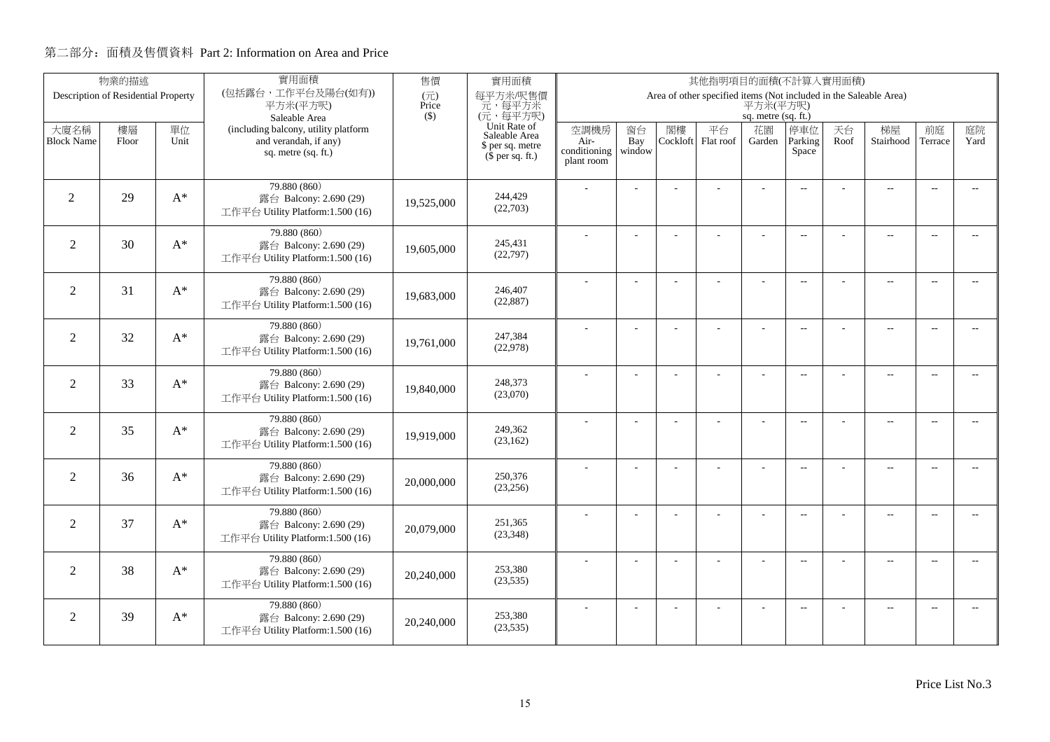## 第二部分：面積及售價資料 Part 2: Information on Area and Price

| 物業的描述 Description of Residential Property | | | 實用面積 (包括露台，工作平台及陽台(如有)) 平方米(平方呎) Saleable Area (including balcony, utility platform and verandah, if any) sq. metre (sq. ft.) | 售價 (元) Price ($) | 實用面積 每平方米/呎售價 元，每平方米 (元，每平方呎) Unit Rate of Saleable Area $ per sq. metre ($ per sq. ft.) | 其他指明項目的面積(不計算入實用面積) Area of other specified items (Not included in the Saleable Area) 平方米(平方呎) sq. metre (sq. ft.) | | | | | | | | | |
|---|---|---|---|---|---|---|---|---|---|---|---|---|---|---|---|
| 大廈名稱 Block Name | 樓層 Floor | 單位 Unit | | | | 空調機房 Air-conditioning plant room | 窗台 Bay window | 閣樓 Cockloft | 平台 Flat roof | 花園 Garden | 停車位 Parking Space | 天台 Roof | 梯屋 Stairhood | 前庭 Terrace | 庭院 Yard |
| 2 | 29 | A* | 79.880 (860) 露台 Balcony: 2.690 (29) 工作平台 Utility Platform:1.500 (16) | 19,525,000 | 244,429 (22,703) | - | - | - | - | - | -- | - | -- | -- | -- |
| 2 | 30 | A* | 79.880 (860) 露台 Balcony: 2.690 (29) 工作平台 Utility Platform:1.500 (16) | 19,605,000 | 245,431 (22,797) | - | - | - | - | - | -- | - | -- | -- | -- |
| 2 | 31 | A* | 79.880 (860) 露台 Balcony: 2.690 (29) 工作平台 Utility Platform:1.500 (16) | 19,683,000 | 246,407 (22,887) | - | - | - | - | - | -- | - | -- | -- | -- |
| 2 | 32 | A* | 79.880 (860) 露台 Balcony: 2.690 (29) 工作平台 Utility Platform:1.500 (16) | 19,761,000 | 247,384 (22,978) | - | - | - | - | - | -- | - | -- | -- | -- |
| 2 | 33 | A* | 79.880 (860) 露台 Balcony: 2.690 (29) 工作平台 Utility Platform:1.500 (16) | 19,840,000 | 248,373 (23,070) | - | - | - | - | - | -- | - | -- | -- | -- |
| 2 | 35 | A* | 79.880 (860) 露台 Balcony: 2.690 (29) 工作平台 Utility Platform:1.500 (16) | 19,919,000 | 249,362 (23,162) | - | - | - | - | - | -- | - | -- | -- | -- |
| 2 | 36 | A* | 79.880 (860) 露台 Balcony: 2.690 (29) 工作平台 Utility Platform:1.500 (16) | 20,000,000 | 250,376 (23,256) | - | - | - | - | - | -- | - | -- | -- | -- |
| 2 | 37 | A* | 79.880 (860) 露台 Balcony: 2.690 (29) 工作平台 Utility Platform:1.500 (16) | 20,079,000 | 251,365 (23,348) | - | - | - | - | - | -- | - | -- | -- | -- |
| 2 | 38 | A* | 79.880 (860) 露台 Balcony: 2.690 (29) 工作平台 Utility Platform:1.500 (16) | 20,240,000 | 253,380 (23,535) | - | - | - | - | - | -- | - | -- | -- | -- |
| 2 | 39 | A* | 79.880 (860) 露台 Balcony: 2.690 (29) 工作平台 Utility Platform:1.500 (16) | 20,240,000 | 253,380 (23,535) | - | - | - | - | - | -- | - | -- | -- | -- |

Price List No.3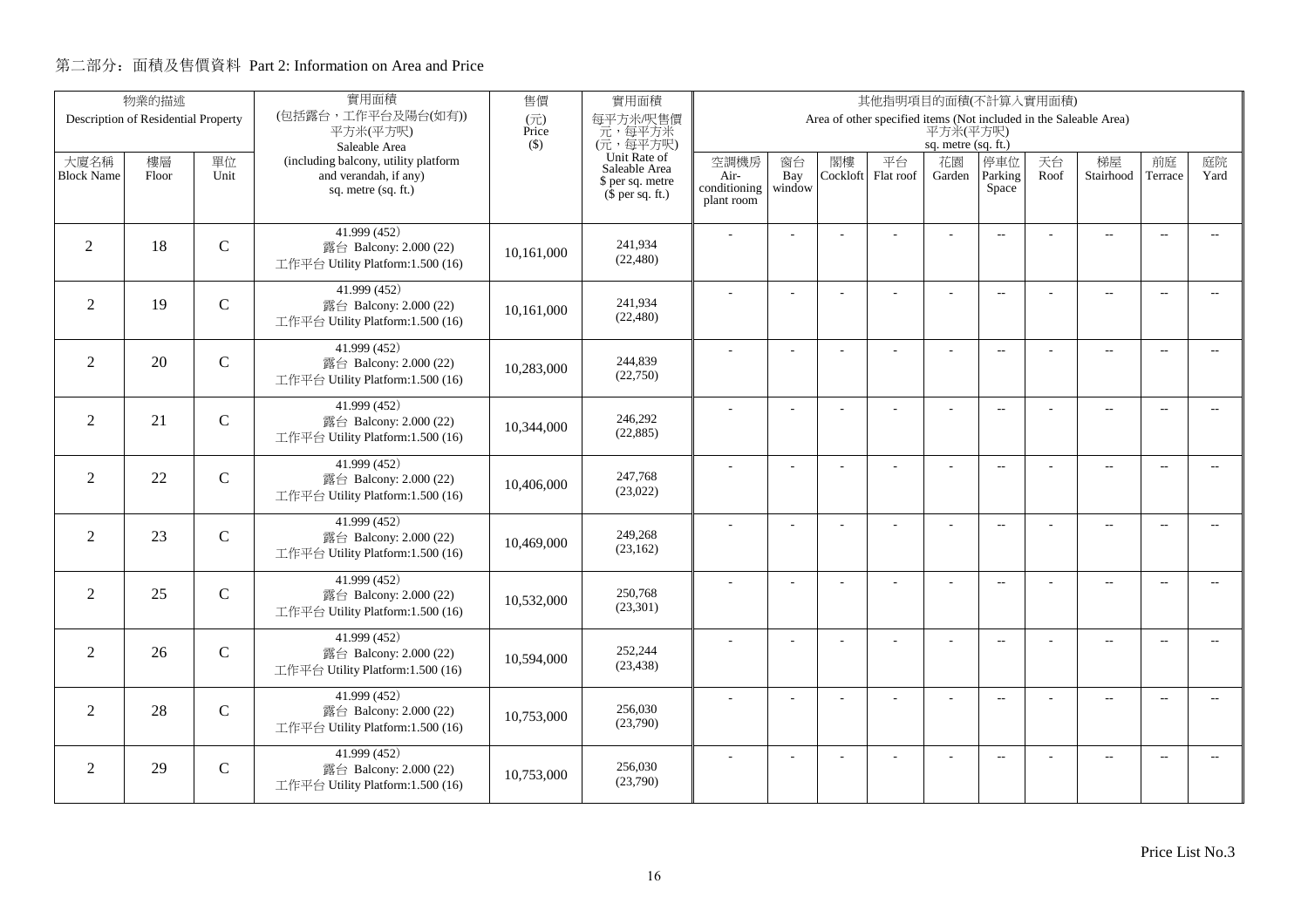## 第二部分：面積及售價資料 Part 2: Information on Area and Price

| 物業的描述 Description of Residential Property | | | 實用面積 (包括露台，工作平台及陽台(如有)) 平方米(平方呎) Saleable Area (including balcony, utility platform and verandah, if any) sq. metre (sq. ft.) | 售價 (元) Price ($) | 實用面積 每平方米/呎售價 元，每平方米 (元，每平方呎) Unit Rate of Saleable Area $ per sq. metre ($ per sq. ft.) | 其他指明項目的面積(不計算入實用面積) Area of other specified items (Not included in the Saleable Area) 平方米(平方呎) sq. metre (sq. ft.) | | | | | | | | | |
|---|---|---|---|---|---|---|---|---|---|---|---|---|---|---|---|
| 大廈名稱 Block Name | 樓層 Floor | 單位 Unit | | | | 空調機房 Air-conditioning plant room | 窗台 Bay window | 閣樓 Cockloft | 平台 Flat roof | 花園 Garden | 停車位 Parking Space | 天台 Roof | 梯屋 Stairhood | 前庭 Terrace | 庭院 Yard |
| 2 | 18 | C | 41.999 (452) 露台 Balcony: 2.000 (22) 工作平台 Utility Platform:1.500 (16) | 10,161,000 | 241,934 (22,480) | - | - | - | - | - | -- | - | -- | -- | -- |
| 2 | 19 | C | 41.999 (452) 露台 Balcony: 2.000 (22) 工作平台 Utility Platform:1.500 (16) | 10,161,000 | 241,934 (22,480) | - | - | - | - | - | -- | - | -- | -- | -- |
| 2 | 20 | C | 41.999 (452) 露台 Balcony: 2.000 (22) 工作平台 Utility Platform:1.500 (16) | 10,283,000 | 244,839 (22,750) | - | - | - | - | - | -- | - | -- | -- | -- |
| 2 | 21 | C | 41.999 (452) 露台 Balcony: 2.000 (22) 工作平台 Utility Platform:1.500 (16) | 10,344,000 | 246,292 (22,885) | - | - | - | - | - | -- | - | -- | -- | -- |
| 2 | 22 | C | 41.999 (452) 露台 Balcony: 2.000 (22) 工作平台 Utility Platform:1.500 (16) | 10,406,000 | 247,768 (23,022) | - | - | - | - | - | -- | - | -- | -- | -- |
| 2 | 23 | C | 41.999 (452) 露台 Balcony: 2.000 (22) 工作平台 Utility Platform:1.500 (16) | 10,469,000 | 249,268 (23,162) | - | - | - | - | - | -- | - | -- | -- | -- |
| 2 | 25 | C | 41.999 (452) 露台 Balcony: 2.000 (22) 工作平台 Utility Platform:1.500 (16) | 10,532,000 | 250,768 (23,301) | - | - | - | - | - | -- | - | -- | -- | -- |
| 2 | 26 | C | 41.999 (452) 露台 Balcony: 2.000 (22) 工作平台 Utility Platform:1.500 (16) | 10,594,000 | 252,244 (23,438) | - | - | - | - | - | -- | - | -- | -- | -- |
| 2 | 28 | C | 41.999 (452) 露台 Balcony: 2.000 (22) 工作平台 Utility Platform:1.500 (16) | 10,753,000 | 256,030 (23,790) | - | - | - | - | - | -- | - | -- | -- | -- |
| 2 | 29 | C | 41.999 (452) 露台 Balcony: 2.000 (22) 工作平台 Utility Platform:1.500 (16) | 10,753,000 | 256,030 (23,790) | - | - | - | - | - | -- | - | -- | -- | -- |

Price List No.3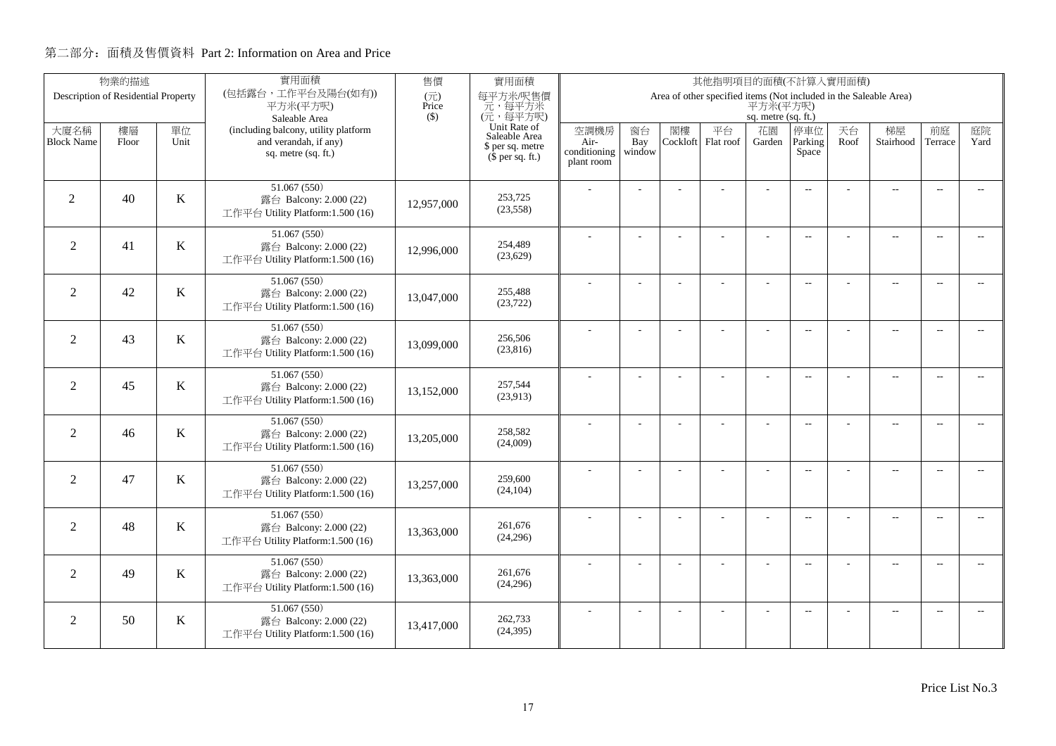## 第二部分：面積及售價資料 Part 2: Information on Area and Price

| 物業的描述 Description of Residential Property | | | 實用面積 (包括露台，工作平台及陽台(如有)) 平方米(平方呎) Saleable Area (including balcony, utility platform and verandah, if any) sq. metre (sq. ft.) | 售價 (元) Price ($) | 實用面積 每平方米/呎售價 元，每平方米 (元，每平方呎) Unit Rate of Saleable Area $ per sq. metre ($ per sq. ft.) | 其他指明項目的面積(不計算入實用面積) Area of other specified items (Not included in the Saleable Area) 平方米(平方呎) sq. metre (sq. ft.) | | | | | | | | | |
|---|---|---|---|---|---|---|---|---|---|---|---|---|---|---|---|
| 大廈名稱 Block Name | 樓層 Floor | 單位 Unit | | | | 空調機房 Air-conditioning plant room | 窗台 Bay window | 閣樓 Cockloft | 平台 Flat roof | 花園 Garden | 停車位 Parking Space | 天台 Roof | 梯屋 Stairhood | 前庭 Terrace | 庭院 Yard |
| 2 | 40 | K | 51.067 (550)<br>露台 Balcony: 2.000 (22)<br>工作平台 Utility Platform:1.500 (16) | 12,957,000 | 253,725<br>(23,558) | - | - | - | - | - | -- | - | -- | -- | -- |
| 2 | 41 | K | 51.067 (550)<br>露台 Balcony: 2.000 (22)<br>工作平台 Utility Platform:1.500 (16) | 12,996,000 | 254,489<br>(23,629) | - | - | - | - | - | -- | - | -- | -- | -- |
| 2 | 42 | K | 51.067 (550)<br>露台 Balcony: 2.000 (22)<br>工作平台 Utility Platform:1.500 (16) | 13,047,000 | 255,488<br>(23,722) | - | - | - | - | - | -- | - | -- | -- | -- |
| 2 | 43 | K | 51.067 (550)<br>露台 Balcony: 2.000 (22)<br>工作平台 Utility Platform:1.500 (16) | 13,099,000 | 256,506<br>(23,816) | - | - | - | - | - | -- | - | -- | -- | -- |
| 2 | 45 | K | 51.067 (550)<br>露台 Balcony: 2.000 (22)<br>工作平台 Utility Platform:1.500 (16) | 13,152,000 | 257,544<br>(23,913) | - | - | - | - | - | -- | - | -- | -- | -- |
| 2 | 46 | K | 51.067 (550)<br>露台 Balcony: 2.000 (22)<br>工作平台 Utility Platform:1.500 (16) | 13,205,000 | 258,582<br>(24,009) | - | - | - | - | - | -- | - | -- | -- | -- |
| 2 | 47 | K | 51.067 (550)<br>露台 Balcony: 2.000 (22)<br>工作平台 Utility Platform:1.500 (16) | 13,257,000 | 259,600<br>(24,104) | - | - | - | - | - | -- | - | -- | -- | -- |
| 2 | 48 | K | 51.067 (550)<br>露台 Balcony: 2.000 (22)<br>工作平台 Utility Platform:1.500 (16) | 13,363,000 | 261,676<br>(24,296) | - | - | - | - | - | -- | - | -- | -- | -- |
| 2 | 49 | K | 51.067 (550)<br>露台 Balcony: 2.000 (22)<br>工作平台 Utility Platform:1.500 (16) | 13,363,000 | 261,676<br>(24,296) | - | - | - | - | - | -- | - | -- | -- | -- |
| 2 | 50 | K | 51.067 (550)<br>露台 Balcony: 2.000 (22)<br>工作平台 Utility Platform:1.500 (16) | 13,417,000 | 262,733<br>(24,395) | - | - | - | - | - | -- | - | -- | -- | -- |

Price List No.3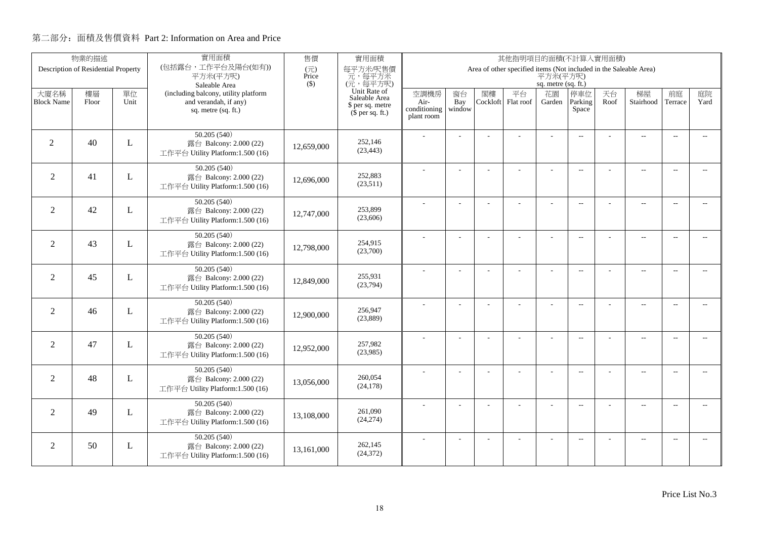## 第二部分：面積及售價資料 Part 2: Information on Area and Price

| 物業的描述 Description of Residential Property | | | 實用面積 (包括露台，工作平台及陽台(如有)) 平方米(平方呎) Saleable Area (including balcony, utility platform and verandah, if any) sq. metre (sq. ft.) | 售價 (元) Price ($) | 實用面積 每平方米/呎售價 元，每平方米 (元，每平方呎) Unit Rate of Saleable Area $ per sq. metre ($ per sq. ft.) | 其他指明項目的面積(不計算入實用面積) Area of other specified items (Not included in the Saleable Area) 平方米(平方呎) sq. metre (sq. ft.) | | | | | | | | | |
|---|---|---|---|---|---|---|---|---|---|---|---|---|---|---|---|
| 大廈名稱 Block Name | 樓層 Floor | 單位 Unit | | | | 空調機房 Air-conditioning plant room | 窗台 Bay window | 閣樓 Cockloft | 平台 Flat roof | 花園 Garden | 停車位 Parking Space | 天台 Roof | 梯屋 Stairhood | 前庭 Terrace | 庭院 Yard |
| 2 | 40 | L | 50.205 (540) 露台 Balcony: 2.000 (22) 工作平台 Utility Platform:1.500 (16) | 12,659,000 | 252,146 (23,443) | - | - | - | - | - | -- | - | -- | -- | -- |
| 2 | 41 | L | 50.205 (540) 露台 Balcony: 2.000 (22) 工作平台 Utility Platform:1.500 (16) | 12,696,000 | 252,883 (23,511) | - | - | - | - | - | -- | - | -- | -- | -- |
| 2 | 42 | L | 50.205 (540) 露台 Balcony: 2.000 (22) 工作平台 Utility Platform:1.500 (16) | 12,747,000 | 253,899 (23,606) | - | - | - | - | - | -- | - | -- | -- | -- |
| 2 | 43 | L | 50.205 (540) 露台 Balcony: 2.000 (22) 工作平台 Utility Platform:1.500 (16) | 12,798,000 | 254,915 (23,700) | - | - | - | - | - | -- | - | -- | -- | -- |
| 2 | 45 | L | 50.205 (540) 露台 Balcony: 2.000 (22) 工作平台 Utility Platform:1.500 (16) | 12,849,000 | 255,931 (23,794) | - | - | - | - | - | -- | - | -- | -- | -- |
| 2 | 46 | L | 50.205 (540) 露台 Balcony: 2.000 (22) 工作平台 Utility Platform:1.500 (16) | 12,900,000 | 256,947 (23,889) | - | - | - | - | - | -- | - | -- | -- | -- |
| 2 | 47 | L | 50.205 (540) 露台 Balcony: 2.000 (22) 工作平台 Utility Platform:1.500 (16) | 12,952,000 | 257,982 (23,985) | - | - | - | - | - | -- | - | -- | -- | -- |
| 2 | 48 | L | 50.205 (540) 露台 Balcony: 2.000 (22) 工作平台 Utility Platform:1.500 (16) | 13,056,000 | 260,054 (24,178) | - | - | - | - | - | -- | - | -- | -- | -- |
| 2 | 49 | L | 50.205 (540) 露台 Balcony: 2.000 (22) 工作平台 Utility Platform:1.500 (16) | 13,108,000 | 261,090 (24,274) | - | - | - | - | - | -- | - | -- | -- | -- |
| 2 | 50 | L | 50.205 (540) 露台 Balcony: 2.000 (22) 工作平台 Utility Platform:1.500 (16) | 13,161,000 | 262,145 (24,372) | - | - | - | - | - | -- | - | -- | -- | -- |

Price List No.3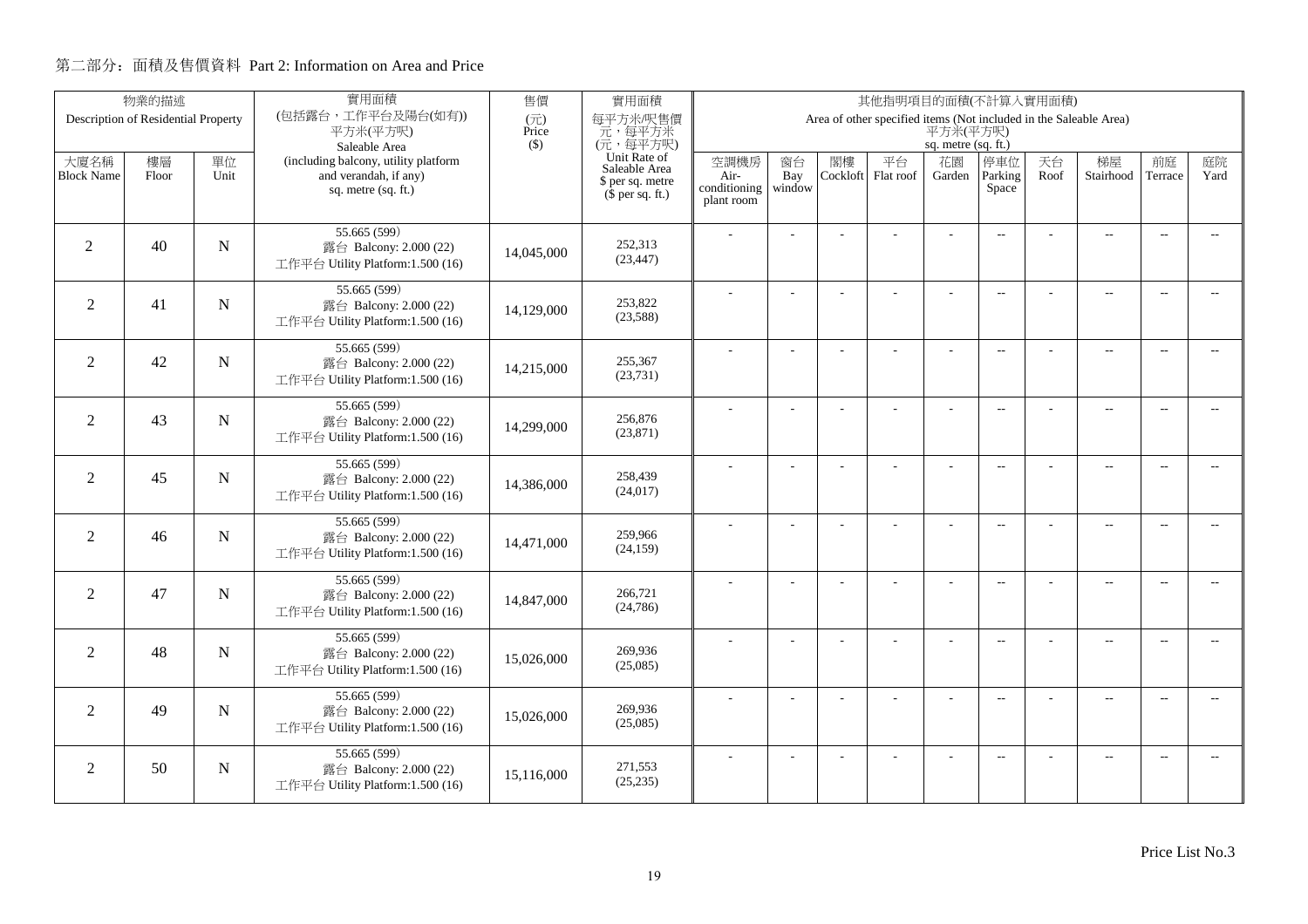## 第二部分：面積及售價資料 Part 2: Information on Area and Price

| 物業的描述 Description of Residential Property | | | 實用面積 (包括露台，工作平台及陽台(如有)) 平方米(平方呎) Saleable Area (including balcony, utility platform and verandah, if any) sq. metre (sq. ft.) | 售價 (元) Price ($) | 實用面積 每平方米/呎售價 元，每平方米 (元，每平方呎) Unit Rate of Saleable Area $ per sq. metre ($ per sq. ft.) | 其他指明項目的面積(不計算入實用面積) Area of other specified items (Not included in the Saleable Area) 平方米(平方呎) sq. metre (sq. ft.) | | | | | | | | | |
|---|---|---|---|---|---|---|---|---|---|---|---|---|---|---|---|
| 大廈名稱 Block Name | 樓層 Floor | 單位 Unit | | | | 空調機房 Air-conditioning plant room | 窗台 Bay window | 閣樓 Cockloft | 平台 Flat roof | 花園 Garden | 停車位 Parking Space | 天台 Roof | 梯屋 Stairhood | 前庭 Terrace | 庭院 Yard |
| 2 | 40 | N | 55.665 (599)<br>露台 Balcony: 2.000 (22)<br>工作平台 Utility Platform:1.500 (16) | 14,045,000 | 252,313<br>(23,447) | - | - | - | - | - | -- | - | -- | -- | -- |
| 2 | 41 | N | 55.665 (599)<br>露台 Balcony: 2.000 (22)<br>工作平台 Utility Platform:1.500 (16) | 14,129,000 | 253,822<br>(23,588) | - | - | - | - | - | -- | - | -- | -- | -- |
| 2 | 42 | N | 55.665 (599)<br>露台 Balcony: 2.000 (22)<br>工作平台 Utility Platform:1.500 (16) | 14,215,000 | 255,367<br>(23,731) | - | - | - | - | - | -- | - | -- | -- | -- |
| 2 | 43 | N | 55.665 (599)<br>露台 Balcony: 2.000 (22)<br>工作平台 Utility Platform:1.500 (16) | 14,299,000 | 256,876<br>(23,871) | - | - | - | - | - | -- | - | -- | -- | -- |
| 2 | 45 | N | 55.665 (599)<br>露台 Balcony: 2.000 (22)<br>工作平台 Utility Platform:1.500 (16) | 14,386,000 | 258,439<br>(24,017) | - | - | - | - | - | -- | - | -- | -- | -- |
| 2 | 46 | N | 55.665 (599)<br>露台 Balcony: 2.000 (22)<br>工作平台 Utility Platform:1.500 (16) | 14,471,000 | 259,966<br>(24,159) | - | - | - | - | - | -- | - | -- | -- | -- |
| 2 | 47 | N | 55.665 (599)<br>露台 Balcony: 2.000 (22)<br>工作平台 Utility Platform:1.500 (16) | 14,847,000 | 266,721<br>(24,786) | - | - | - | - | - | -- | - | -- | -- | -- |
| 2 | 48 | N | 55.665 (599)<br>露台 Balcony: 2.000 (22)<br>工作平台 Utility Platform:1.500 (16) | 15,026,000 | 269,936<br>(25,085) | - | - | - | - | - | -- | - | -- | -- | -- |
| 2 | 49 | N | 55.665 (599)<br>露台 Balcony: 2.000 (22)<br>工作平台 Utility Platform:1.500 (16) | 15,026,000 | 269,936<br>(25,085) | - | - | - | - | - | -- | - | -- | -- | -- |
| 2 | 50 | N | 55.665 (599)<br>露台 Balcony: 2.000 (22)<br>工作平台 Utility Platform:1.500 (16) | 15,116,000 | 271,553<br>(25,235) | - | - | - | - | - | -- | - | -- | -- | -- |

Price List No.3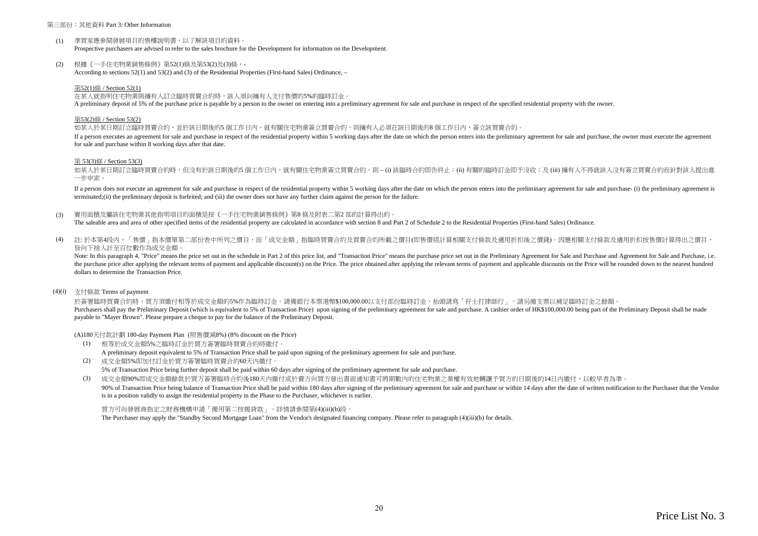第三部份：其他資料 Part 3: Other Information

(1) 準買家應參閱發展項目的售樓說明書，以了解該項目的資料。
Prospective purchasers are advised to refer to the sales brochure for the Development for information on the Development.

(2) 根據《一手住宅物業銷售條例》第52(1)條及第53(2)及(3)條，-
According to sections 52(1) and 53(2) and (3) of the Residential Properties (First-hand Sales) Ordinance, –

第52(1)條 / Section 52(1)
在某人就指明住宅物業與擁有人訂立臨時買賣合約時，該人須向擁有人支付售價的5%的臨時訂金。
A preliminary deposit of 5% of the purchase price is payable by a person to the owner on entering into a preliminary agreement for sale and purchase in respect of the specified residential property with the owner.

第53(2)條 / Section 53(2)
如某人於某日期訂立臨時買賣合約，並於該日期後的5 個工作日內，就有關住宅物業簽立買賣合約，則擁有人必須在該日期後的8 個工作日內，簽立該買賣合約。
If a person executes an agreement for sale and purchase in respect of the residential property within 5 working days after the date on which the person enters into the preliminary agreement for sale and purchase, the owner must execute the agreement for sale and purchase within 8 working days after that date.

第 53(3)條 / Section 53(3)
如某人於某日期訂立臨時買賣合約時，但沒有於該日期後的5 個工作日內，就有關住宅物業簽立買賣合約，則 – (i) 該臨時合約即告終止；(ii) 有關的臨時訂金即予沒收；及 (iii) 擁有人不得就該人沒有簽立買賣合約而針對該人提出進一步申索。

If a person does not execute an agreement for sale and purchase in respect of the residential property within 5 working days after the date on which the person enters into the preliminary agreement for sale and purchase- (i) the preliminary agreement is terminated;(ii) the preliminary deposit is forfeited; and (iii) the owner does not have any further claim against the person for the failure.

(3) 實用面積及屬該住宅物業其他指明項目的面積是按《一手住宅物業銷售條例》第8 條及附表二第2 部的計算得出的。
The saleable area and area of other specified items of the residential property are calculated in accordance with section 8 and Part 2 of Schedule 2 to the Residential Properties (First-hand Sales) Ordinance.

(4) 註: 於本第4段內，「售價」指本價單第二部份表中所列之價目，而「成交金額」指臨時買賣合約及買賣合約所載之價目(即售價經計算相關支付條款及適用折扣後之價錢)。因應相關支付條款及適用折扣按售價計算得出之價目，皆向下捨入計至百位數作為成交金額。
Note: In this paragraph 4, "Price" means the price set out in the schedule in Part 2 of this price list, and "Transaction Price" means the purchase price set out in the Preliminary Agreement for Sale and Purchase and Agreement for Sale and Purchase, i.e. the purchase price after applying the relevant terms of payment and applicable discount(s) on the Price. The price obtained after applying the relevant terms of payment and applicable discounts on the Price will be rounded down to the nearest hundred dollars to determine the Transaction Price.

(4)(i) 支付條款 Terms of payment

於簽署臨時買賣合約時，買方須繳付相等於成交金額的5%作為臨時訂金。請備銀行本票港幣$100,000.00以支付部份臨時訂金，抬頭請寫「孖士打律師行」。請另備支票以補足臨時訂金之餘額。
Purchasers shall pay the Preliminary Deposit (which is equivalent to 5% of Transaction Price) upon signing of the preliminary agreement for sale and purchase. A cashier order of HK$100,000.00 being part of the Preliminary Deposit shall be made payable to "Mayer Brown". Please prepare a cheque to pay for the balance of the Preliminary Deposit.

(A)180天付款計劃 180-day Payment Plan (照售價減8%) (8% discount on the Price)

(1) 相等於成交金額5%之臨時訂金於買方簽署臨時買賣合約時繳付。
A preliminary deposit equivalent to 5% of Transaction Price shall be paid upon signing of the preliminary agreement for sale and purchase.

(2) 成交金額5%即加付訂金於買方簽署臨時買賣合約60天內繳付。
5% of Transaction Price being further deposit shall be paid within 60 days after signing of the preliminary agreement for sale and purchase.

(3) 成交金額90%即成交金額餘款於買方簽署臨時合約後180天內繳付或於賣方向買方發出書面通知書可將期數內的住宅物業之業權有效地轉讓予買方的日期後的14日內繳付，以較早者為準。
90% of Transaction Price being balance of Transaction Price shall be paid within 180 days after signing of the preliminary agreement for sale and purchase or within 14 days after the date of written notification to the Purchaser that the Vendor is in a position validly to assign the residential property in the Phase to the Purchaser, whichever is earlier.

買方可向發展商指定之財務機構申請「備用第二按揭貸款」。詳情請參閱第(4)(iii)(b)段。
The Purchaser may apply the "Standby Second Mortgage Loan" from the Vendor's designated financing company. Please refer to paragraph (4)(iii)(b) for details.

Price List No. 3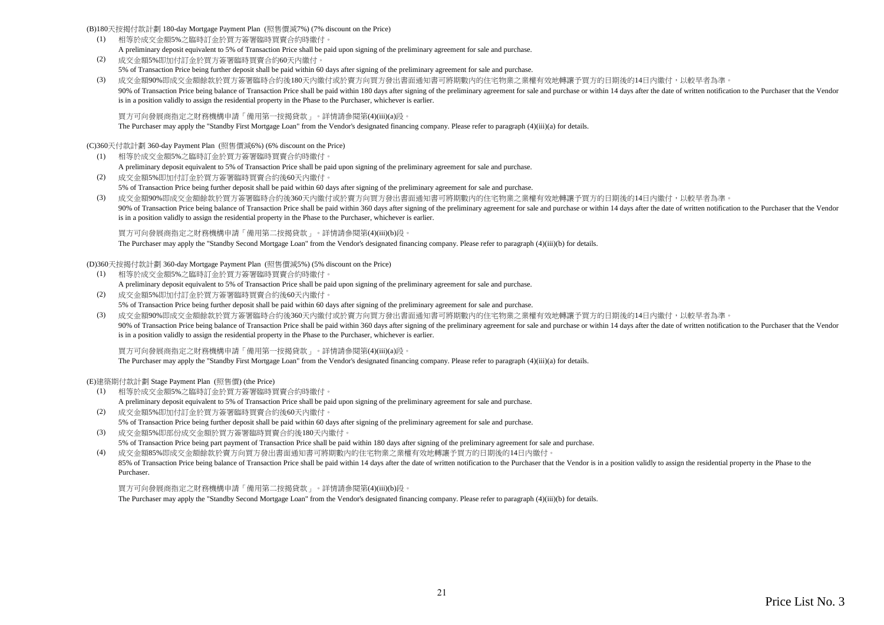(B)180天按揭付款計劃 180-day Mortgage Payment Plan (照售價減7%) (7% discount on the Price)

(1) 相等於成交金額5%之臨時訂金於買方簽署臨時買賣合約時繳付。
A preliminary deposit equivalent to 5% of Transaction Price shall be paid upon signing of the preliminary agreement for sale and purchase.

(2) 成交金額5%即加付訂金於買方簽署臨時買賣合約60天內繳付。
5% of Transaction Price being further deposit shall be paid within 60 days after signing of the preliminary agreement for sale and purchase.

(3) 成交金額90%即成交金額餘款於買方簽署臨時合約後180天內繳付或於賣方向買方發出書面通知書可將期數內的住宅物業之業權有效地轉讓予買方的日期後的14日內繳付，以較早者為準。
90% of Transaction Price being balance of Transaction Price shall be paid within 180 days after signing of the preliminary agreement for sale and purchase or within 14 days after the date of written notification to the Purchaser that the Vendor is in a position validly to assign the residential property in the Phase to the Purchaser, whichever is earlier.

買方可向發展商指定之財務機構申請「備用第一按揭貸款」。詳情請參閱第(4)(iii)(a)段。
The Purchaser may apply the "Standby First Mortgage Loan" from the Vendor's designated financing company. Please refer to paragraph (4)(iii)(a) for details.

(C)360天付款計劃 360-day Payment Plan (照售價減6%) (6% discount on the Price)

(1) 相等於成交金額5%之臨時訂金於買方簽署臨時買賣合約時繳付。
A preliminary deposit equivalent to 5% of Transaction Price shall be paid upon signing of the preliminary agreement for sale and purchase.

(2) 成交金額5%即加付訂金於買方簽署臨時買賣合約後60天內繳付。
5% of Transaction Price being further deposit shall be paid within 60 days after signing of the preliminary agreement for sale and purchase.

(3) 成交金額90%即成交金額餘款於買方簽署臨時合約後360天內繳付或於賣方向買方發出書面通知書可將期數內的住宅物業之業權有效地轉讓予買方的日期後的14日內繳付，以較早者為準。
90% of Transaction Price being balance of Transaction Price shall be paid within 360 days after signing of the preliminary agreement for sale and purchase or within 14 days after the date of written notification to the Purchaser that the Vendor is in a position validly to assign the residential property in the Phase to the Purchaser, whichever is earlier.

買方可向發展商指定之財務機構申請「備用第二按揭貸款」。詳情請參閱第(4)(iii)(b)段。
The Purchaser may apply the "Standby Second Mortgage Loan" from the Vendor's designated financing company. Please refer to paragraph (4)(iii)(b) for details.

(D)360天按揭付款計劃 360-day Mortgage Payment Plan (照售價減5%) (5% discount on the Price)

(1) 相等於成交金額5%之臨時訂金於買方簽署臨時買賣合約時繳付。
A preliminary deposit equivalent to 5% of Transaction Price shall be paid upon signing of the preliminary agreement for sale and purchase.

(2) 成交金額5%即加付訂金於買方簽署臨時買賣合約60天內繳付。
5% of Transaction Price being further deposit shall be paid within 60 days after signing of the preliminary agreement for sale and purchase.

(3) 成交金額90%即成交金額餘款於買方簽署臨時合約後360天內繳付或於賣方向買方發出書面通知書可將期數內的住宅物業之業權有效地轉讓予買方的日期後的14日內繳付，以較早者為準。
90% of Transaction Price being balance of Transaction Price shall be paid within 360 days after signing of the preliminary agreement for sale and purchase or within 14 days after the date of written notification to the Purchaser that the Vendor is in a position validly to assign the residential property in the Phase to the Purchaser, whichever is earlier.

買方可向發展商指定之財務機構申請「備用第一按揭貸款」。詳情請參閱第(4)(iii)(a)段。
The Purchaser may apply the "Standby First Mortgage Loan" from the Vendor's designated financing company. Please refer to paragraph (4)(iii)(a) for details.

(E)建築期付款計劃 Stage Payment Plan (照售價) (the Price)

(1) 相等於成交金額5%之臨時訂金於買方簽署臨時買賣合約時繳付。
A preliminary deposit equivalent to 5% of Transaction Price shall be paid upon signing of the preliminary agreement for sale and purchase.

(2) 成交金額5%即加付訂金於買方簽署臨時買賣合約後60天內繳付。
5% of Transaction Price being further deposit shall be paid within 60 days after signing of the preliminary agreement for sale and purchase.

(3) 成交金額5%即部份成交金額於買方簽署臨時買賣合約後180天內繳付。
5% of Transaction Price being part payment of Transaction Price shall be paid within 180 days after signing of the preliminary agreement for sale and purchase.

(4) 成交金額85%即成交金額餘款於賣方向買方發出書面通知書可將期數內的住宅物業之業權有效地轉讓予買方的日期後的14日內繳付。
85% of Transaction Price being balance of Transaction Price shall be paid within 14 days after the date of written notification to the Purchaser that the Vendor is in a position validly to assign the residential property in the Phase to the Purchaser.

買方可向發展商指定之財務機構申請「備用第二按揭貸款」。詳情請參閱第(4)(iii)(b)段。
The Purchaser may apply the "Standby Second Mortgage Loan" from the Vendor's designated financing company. Please refer to paragraph (4)(iii)(b) for details.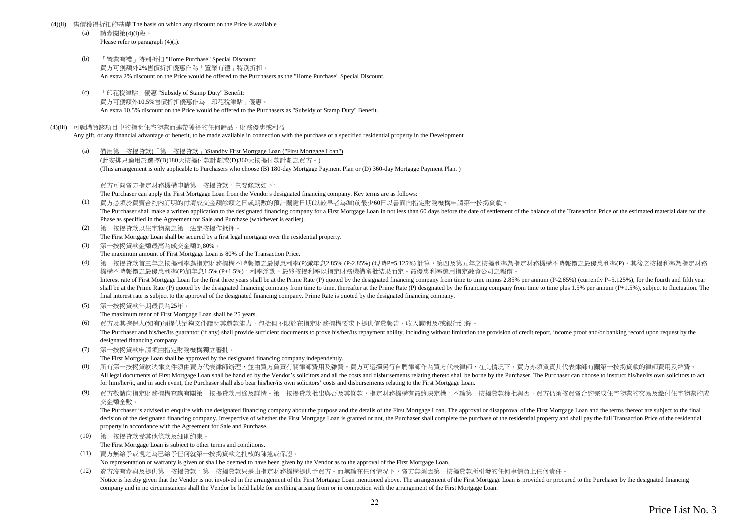(4)(ii) 售價獲得折扣的基礎 The basis on which any discount on the Price is available

(a) 請參閱第(4)(i)段。
Please refer to paragraph (4)(i).

(b) 「置業有禮」特別折扣 "Home Purchase" Special Discount:
買方可獲額外2%售價折扣優惠作為「置業有禮」特別折扣。
An extra 2% discount on the Price would be offered to the Purchasers as the "Home Purchase" Special Discount.

(c) 「印花稅津貼」優惠 "Subsidy of Stamp Duty" Benefit:
買方可獲額外10.5%售價折扣優惠作為「印花稅津貼」優惠。
An extra 10.5% discount on the Price would be offered to the Purchasers as "Subsidy of Stamp Duty" Benefit.

(4)(iii) 可就購買該項目中的指明住宅物業而連帶獲得的任何贈品、財務優惠或利益
Any gift, or any financial advantage or benefit, to be made available in connection with the purchase of a specified residential property in the Development

(a) 備用第一按揭貸款(「第一按揭貸款」)Standby First Mortgage Loan ("First Mortgage Loan")
(此安排只適用於選擇(B)180天按揭付款計劃或(D)360天按揭付款計劃之買方。)
(This arrangement is only applicable to Purchasers who choose (B) 180-day Mortgage Payment Plan or (D) 360-day Mortgage Payment Plan. )

買方可向賣方指定財務機構申請第一按揭貸款。主要條款如下:
The Purchaser can apply the First Mortgage Loan from the Vendor's designated financing company. Key terms are as follows:

(1) 買方必須於買賣合約內訂明的付清成交金額餘額之日或期數的預計關鍵日期(以較早者為準)前最少60日以書面向指定財務機構申請第一按揭貸款。
The Purchaser shall make a written application to the designated financing company for a First Mortgage Loan in not less than 60 days before the date of settlement of the balance of the Transaction Price or the estimated material date for the Phase as specified in the Agreement for Sale and Purchase (whichever is earlier).

(2) 第一按揭貸款以住宅物業之第一法定按揭作抵押。
The First Mortgage Loan shall be secured by a first legal mortgage over the residential property.

(3) 第一按揭貸款金額最高為成交金額的80%。
The maximum amount of First Mortgage Loan is 80% of the Transaction Price.

(4) 第一按揭貸款首三年之按揭利率為指定財務機構不時報價之最優惠利率(P)減年息2.85% (P-2.85%) (現時P=5.125%) 計算，第四及第五年之按揭利率為指定財務機構不時報價之最優惠利率(P)，其後之按揭利率為指定財務機構不時報價之最優惠利率(P)加年息1.5% (P+1.5%)，利率浮動。最終按揭利率以指定財務機構審批結果而定。最優惠利率選用指定融資公司之報價。
Interest rate of First Mortgage Loan for the first three years shall be at the Prime Rate (P) quoted by the designated financing company from time to time minus 2.85% per annum (P-2.85%) (currently P=5.125%), for the fourth and fifth year shall be at the Prime Rate (P) quoted by the designated financing company from time to time, thereafter at the Prime Rate (P) designated by the financing company from time to time plus 1.5% per annum (P+1.5%), subject to fluctuation. The final interest rate is subject to the approval of the designated financing company. Prime Rate is quoted by the designated financing company.

(5) 第一按揭貸款年期最長為25年。
The maximum tenor of First Mortgage Loan shall be 25 years.

(6) 買方及其擔保人(如有)須提供足夠文件證明其還款能力，包括但不限於在指定財務機構要求下提供信貸報告、收入證明及/或銀行紀錄。
The Purchaser and his/her/its guarantor (if any) shall provide sufficient documents to prove his/her/its repayment ability, including without limitation the provision of credit report, income proof and/or banking record upon request by the designated financing company.

(7) 第一按揭貸款申請須由指定財務機構獨立審批。
The First Mortgage Loan shall be approved by the designated financing company independently.

(8) 所有第一按揭貸款法律文件須由賣方代表律師辦理，並由買方負責有關律師費用及雜費。買方可選擇另行自聘律師作為買方代表律師，在此情況下，買方亦須負責其代表律師有關第一按揭貸款的律師費用及雜費。
All legal documents of First Mortgage Loan shall be handled by the Vendor's solicitors and all the costs and disbursements relating thereto shall be borne by the Purchaser. The Purchaser can choose to instruct his/her/its own solicitors to act for him/her/it, and in such event, the Purchaser shall also bear his/her/its own solicitors' costs and disbursements relating to the First Mortgage Loan.

(9) 買方敬請向指定財務機構查詢有關第一按揭貸款用途及詳情。第一按揭貸款批出與否及其條款，指定財務機構有最終決定權。不論第一按揭貸款獲批與否，買方仍須按買賣合約完成住宅物業的交易及繳付住宅物業的成交金額全數。
The Purchaser is advised to enquire with the designated financing company about the purpose and the details of the First Mortgage Loan. The approval or disapproval of the First Mortgage Loan and the terms thereof are subject to the final decision of the designated financing company. Irrespective of whether the First Mortgage Loan is granted or not, the Purchaser shall complete the purchase of the residential property and shall pay the full Transaction Price of the residential property in accordance with the Agreement for Sale and Purchase.

(10) 第一按揭貸款受其他條款及細則約束。
The First Mortgage Loan is subject to other terms and conditions.

(11) 賣方無給予或視之為已給予任何就第一按揭貸款之批核的陳述或保證。
No representation or warranty is given or shall be deemed to have been given by the Vendor as to the approval of the First Mortgage Loan.

(12) 賣方沒有參與及提供第一按揭貸款。第一按揭貸款只是由指定財務機構提供予買方。而無論在任何情況下，賣方無須因第一按揭貸款所引發的任何事情負上任何責任。
Notice is hereby given that the Vendor is not involved in the arrangement of the First Mortgage Loan mentioned above. The arrangement of the First Mortgage Loan is provided or procured to the Purchaser by the designated financing company and in no circumstances shall the Vendor be held liable for anything arising from or in connection with the arrangement of the First Mortgage Loan.

Price List No. 3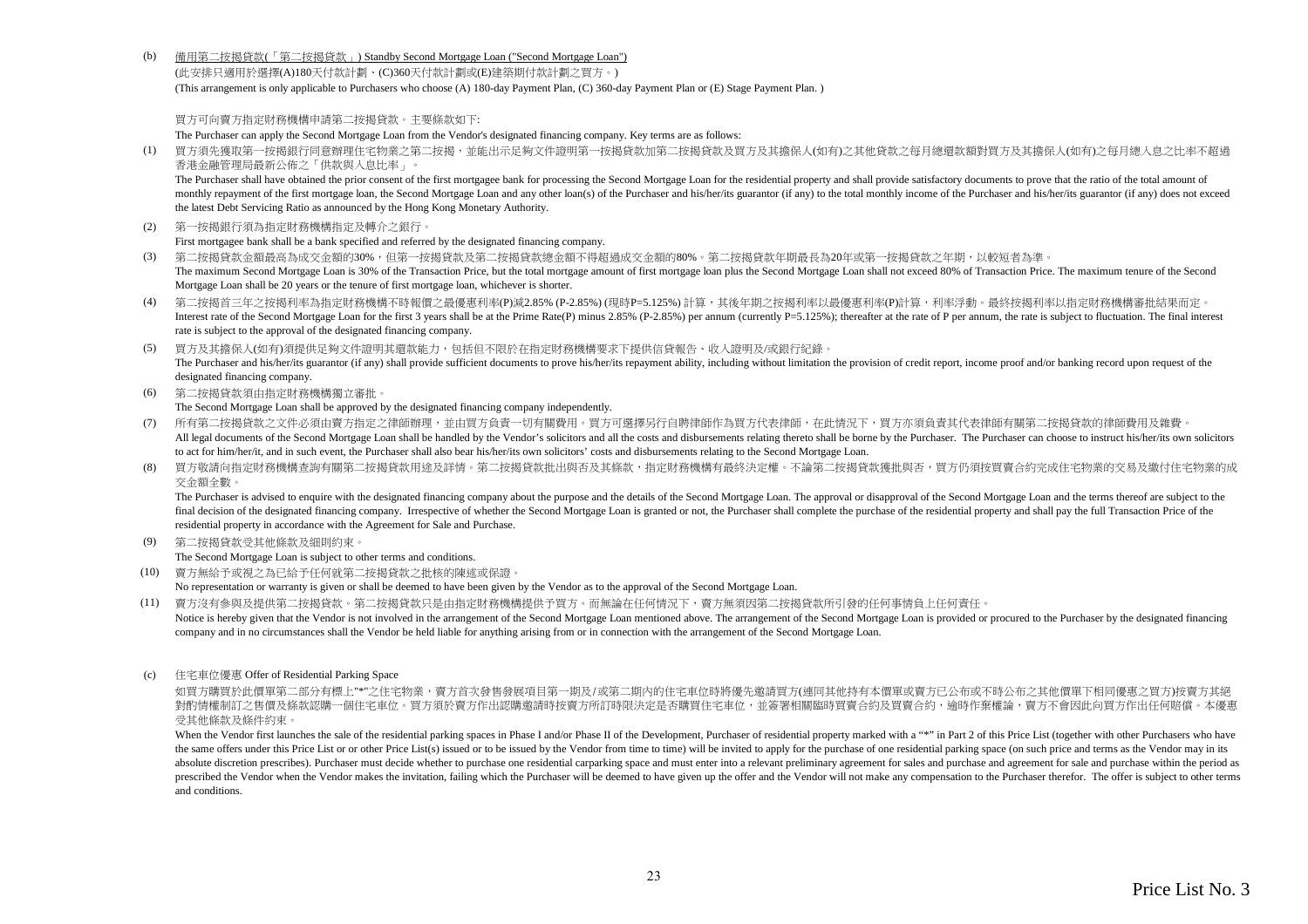(b) 備用第二按揭貸款(「第二按揭貸款」) Standby Second Mortgage Loan ("Second Mortgage Loan")

(此安排只適用於選擇(A)180天付款計劃、(C)360天付款計劃或(E)建築期付款計劃之買方。)

(This arrangement is only applicable to Purchasers who choose (A) 180-day Payment Plan, (C) 360-day Payment Plan or (E) Stage Payment Plan. )

買方可向賣方指定財務機構申請第二按揭貸款。主要條款如下:

The Purchaser can apply the Second Mortgage Loan from the Vendor's designated financing company. Key terms are as follows:

(1) 買方須先獲取第一按揭銀行同意辦理住宅物業之第二按揭，並能出示足夠文件證明第一按揭貸款加第二按揭貸款及買方及其擔保人(如有)之其他貸款之每月總還款額對買方及其擔保人(如有)之每月總入息之比率不超過香港金融管理局最新公佈之「供款與入息比率」。

The Purchaser shall have obtained the prior consent of the first mortgagee bank for processing the Second Mortgage Loan for the residential property and shall provide satisfactory documents to prove that the ratio of the total amount of monthly repayment of the first mortgage loan, the Second Mortgage Loan and any other loan(s) of the Purchaser and his/her/its guarantor (if any) to the total monthly income of the Purchaser and his/her/its guarantor (if any) does not exceed the latest Debt Servicing Ratio as announced by the Hong Kong Monetary Authority.

(2) 第一按揭銀行須為指定財務機構指定及轉介之銀行。

First mortgagee bank shall be a bank specified and referred by the designated financing company.

(3) 第二按揭貸款金額最高為成交金額的30%，但第一按揭貸款及第二按揭貸款總金額不得超過成交金額的80%。第二按揭貸款年期最長為20年或第一按揭貸款之年期，以較短者為準。

The maximum Second Mortgage Loan is 30% of the Transaction Price, but the total mortgage amount of first mortgage loan plus the Second Mortgage Loan shall not exceed 80% of Transaction Price. The maximum tenure of the Second Mortgage Loan shall be 20 years or the tenure of first mortgage loan, whichever is shorter.

(4) 第二按揭首三年之按揭利率為指定財務機構不時報價之最優惠利率(P)減2.85% (P-2.85%) (現時P=5.125%) 計算，其後年期之按揭利率以最優惠利率(P)計算，利率浮動。最終按揭利率以指定財務機構審批結果而定。

Interest rate of the Second Mortgage Loan for the first 3 years shall be at the Prime Rate(P) minus 2.85% (P-2.85%) per annum (currently P=5.125%); thereafter at the rate of P per annum, the rate is subject to fluctuation. The final interest rate is subject to the approval of the designated financing company.

(5) 買方及其擔保人(如有)須提供足夠文件證明其還款能力，包括但不限於在指定財務機構要求下提供信貸報告、收入證明及/或銀行紀錄。

The Purchaser and his/her/its guarantor (if any) shall provide sufficient documents to prove his/her/its repayment ability, including without limitation the provision of credit report, income proof and/or banking record upon request of the designated financing company.

(6) 第二按揭貸款須由指定財務機構獨立審批。

The Second Mortgage Loan shall be approved by the designated financing company independently.

(7) 所有第二按揭貸款之文件必須由賣方指定之律師辦理，並由買方負責一切有關費用。買方可選擇另行自聘律師作為買方代表律師，在此情況下，買方亦須負責其代表律師有關第二按揭貸款的律師費用及雜費。

All legal documents of the Second Mortgage Loan shall be handled by the Vendor's solicitors and all the costs and disbursements relating thereto shall be borne by the Purchaser. The Purchaser can choose to instruct his/her/its own solicitors to act for him/her/it, and in such event, the Purchaser shall also bear his/her/its own solicitors' costs and disbursements relating to the Second Mortgage Loan.

(8) 買方敬請向指定財務機構查詢有關第二按揭貸款用途及詳情。第二按揭貸款批出與否及其條款，指定財務機構有最終決定權。不論第二按揭貸款獲批與否，買方仍須按買賣合約完成住宅物業的交易及繳付住宅物業的成交金額全數。

The Purchaser is advised to enquire with the designated financing company about the purpose and the details of the Second Mortgage Loan. The approval or disapproval of the Second Mortgage Loan and the terms thereof are subject to the final decision of the designated financing company. Irrespective of whether the Second Mortgage Loan is granted or not, the Purchaser shall complete the purchase of the residential property and shall pay the full Transaction Price of the residential property in accordance with the Agreement for Sale and Purchase.

(9) 第二按揭貸款受其他條款及細則約束。

The Second Mortgage Loan is subject to other terms and conditions.

(10) 賣方無給予或視之為已給予任何就第二按揭貸款之批核的陳述或保證。

No representation or warranty is given or shall be deemed to have been given by the Vendor as to the approval of the Second Mortgage Loan.

(11) 賣方沒有參與及提供第二按揭貸款。第二按揭貸款只是由指定財務機構提供予買方。而無論在任何情況下，賣方無須因第二按揭貸款所引發的任何事情負上任何責任。

Notice is hereby given that the Vendor is not involved in the arrangement of the Second Mortgage Loan mentioned above. The arrangement of the Second Mortgage Loan is provided or procured to the Purchaser by the designated financing company and in no circumstances shall the Vendor be held liable for anything arising from or in connection with the arrangement of the Second Mortgage Loan.

(c) 住宅車位優惠 Offer of Residential Parking Space

如買方購買於此價單第二部分有標上"*"之住宅物業，賣方首次發售發展項目第一期及/或第二期內的住宅車位時將優先邀請買方(連同其他持有本價單或賣方已公布或不時公布之其他價單下相同優惠之買方)按賣方其絕對酌情權制訂之售價及條款認購一個住宅車位。買方須於賣方作出認購邀請時按賣方所訂時限決定是否購買住宅車位，並簽署相關臨時買賣合約及買賣合約，逾時作棄權論，賣方不會因此向買方作出任何賠償。本優惠受其他條款及條件約束。

When the Vendor first launches the sale of the residential parking spaces in Phase I and/or Phase II of the Development, Purchaser of residential property marked with a "*" in Part 2 of this Price List (together with other Purchasers who have the same offers under this Price List or or other Price List(s) issued or to be issued by the Vendor from time to time) will be invited to apply for the purchase of one residential parking space (on such price and terms as the Vendor may in its absolute discretion prescribes). Purchaser must decide whether to purchase one residential carparking space and must enter into a relevant preliminary agreement for sales and purchase and agreement for sale and purchase within the period as prescribed the Vendor when the Vendor makes the invitation, failing which the Purchaser will be deemed to have given up the offer and the Vendor will not make any compensation to the Purchaser therefor. The offer is subject to other terms and conditions.

Price List No. 3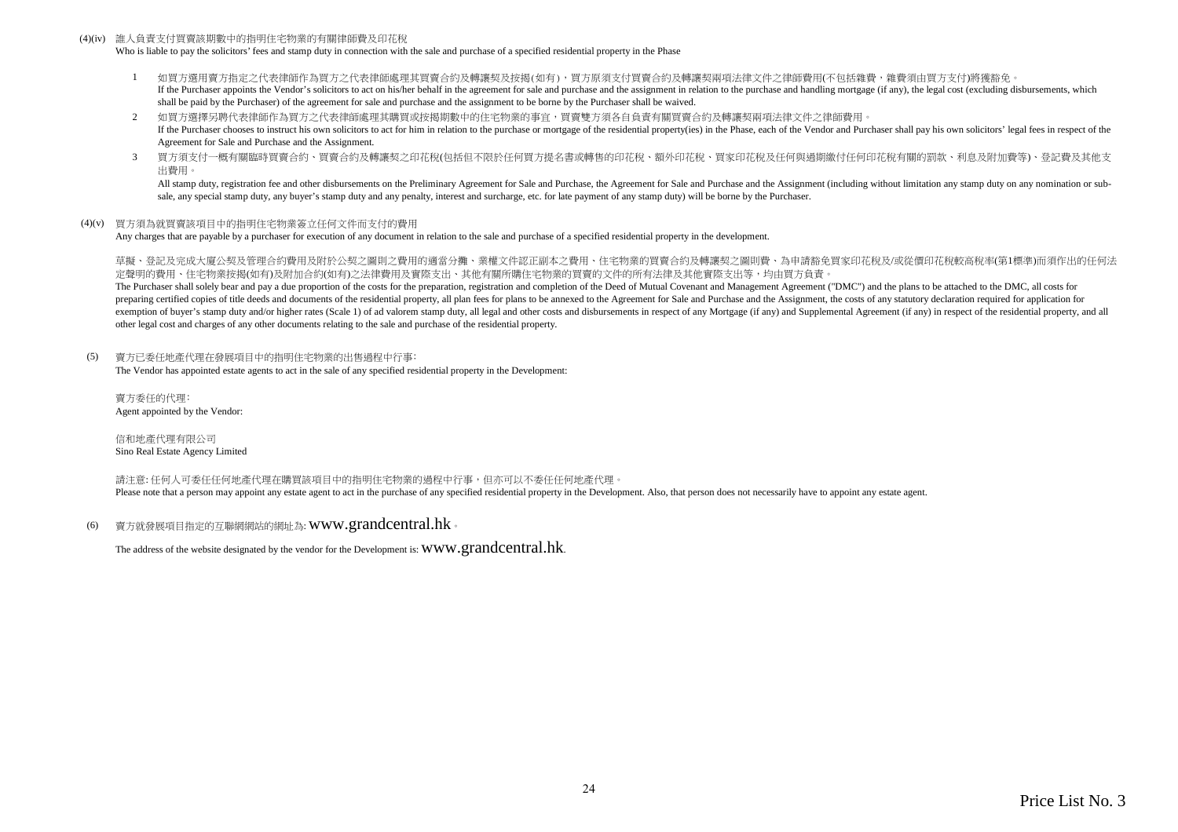(4)(iv) 誰人負責支付買賣該期數中的指明住宅物業的有關律師費及印花稅

Who is liable to pay the solicitors' fees and stamp duty in connection with the sale and purchase of a specified residential property in the Phase

1. 如買方選用賣方指定之代表律師作為買方之代表律師處理其買賣合約及轉讓契及按揭(如有)，買方原須支付買賣合約及轉讓契兩項法律文件之律師費用(不包括雜費，雜費須由買方支付)將獲豁免。
   If the Purchaser appoints the Vendor's solicitors to act on his/her behalf in the agreement for sale and purchase and the assignment in relation to the purchase and handling mortgage (if any), the legal cost (excluding disbursements, which shall be paid by the Purchaser) of the agreement for sale and purchase and the assignment to be borne by the Purchaser shall be waived.
2. 如買方選擇另聘代表律師作為買方之代表律師處理其購買或按揭期數中的住宅物業的事宜，買賣雙方須各自負責有關買賣合約及轉讓契兩項法律文件之律師費用。
   If the Purchaser chooses to instruct his own solicitors to act for him in relation to the purchase or mortgage of the residential property(ies) in the Phase, each of the Vendor and Purchaser shall pay his own solicitors' legal fees in respect of the Agreement for Sale and Purchase and the Assignment.
3. 買方須支付一概有關臨時買賣合約、買賣合約及轉讓契之印花稅(包括但不限於任何買方提名書或轉售的印花稅、額外印花稅、買家印花稅及任何與過期繳付任何印花稅有關的罰款、利息及附加費等)、登記費及其他支出費用。
   All stamp duty, registration fee and other disbursements on the Preliminary Agreement for Sale and Purchase, the Agreement for Sale and Purchase and the Assignment (including without limitation any stamp duty on any nomination or sub-sale, any special stamp duty, any buyer's stamp duty and any penalty, interest and surcharge, etc. for late payment of any stamp duty) will be borne by the Purchaser.

(4)(v) 買方須為就買賣該項目中的指明住宅物業簽立任何文件而支付的費用

Any charges that are payable by a purchaser for execution of any document in relation to the sale and purchase of a specified residential property in the development.

草擬、登記及完成大廈公契及管理合約費用及附於公契之圖則之費用的適當分攤、業權文件認正副本之費用、住宅物業的買賣合約及轉讓契之圖則費、為申請豁免買家印花稅及/或從價印花稅較高稅率(第1標準)而須作出的任何法定聲明的費用、住宅物業按揭(如有)及附加合約(如有)之法律費用及實際支出、其他有關所購住宅物業的買賣的文件的所有法律及其他實際支出等，均由買方負責。

The Purchaser shall solely bear and pay a due proportion of the costs for the preparation, registration and completion of the Deed of Mutual Covenant and Management Agreement ("DMC") and the plans to be attached to the DMC, all costs for preparing certified copies of title deeds and documents of the residential property, all plan fees for plans to be annexed to the Agreement for Sale and Purchase and the Assignment, the costs of any statutory declaration required for application for exemption of buyer's stamp duty and/or higher rates (Scale 1) of ad valorem stamp duty, all legal and other costs and disbursements in respect of any Mortgage (if any) and Supplemental Agreement (if any) in respect of the residential property, and all other legal cost and charges of any other documents relating to the sale and purchase of the residential property.

(5) 賣方已委任地產代理在發展項目中的指明住宅物業的出售過程中行事:

The Vendor has appointed estate agents to act in the sale of any specified residential property in the Development:

賣方委任的代理:
Agent appointed by the Vendor:

信和地產代理有限公司
Sino Real Estate Agency Limited

請注意: 任何人可委任任何地產代理在購買該項目中的指明住宅物業的過程中行事，但亦可以不委任任何地產代理。

Please note that a person may appoint any estate agent to act in the purchase of any specified residential property in the Development. Also, that person does not necessarily have to appoint any estate agent.

(6) 賣方就發展項目指定的互聯網網站的網址為: www.grandcentral.hk。

The address of the website designated by the vendor for the Development is: www.grandcentral.hk.